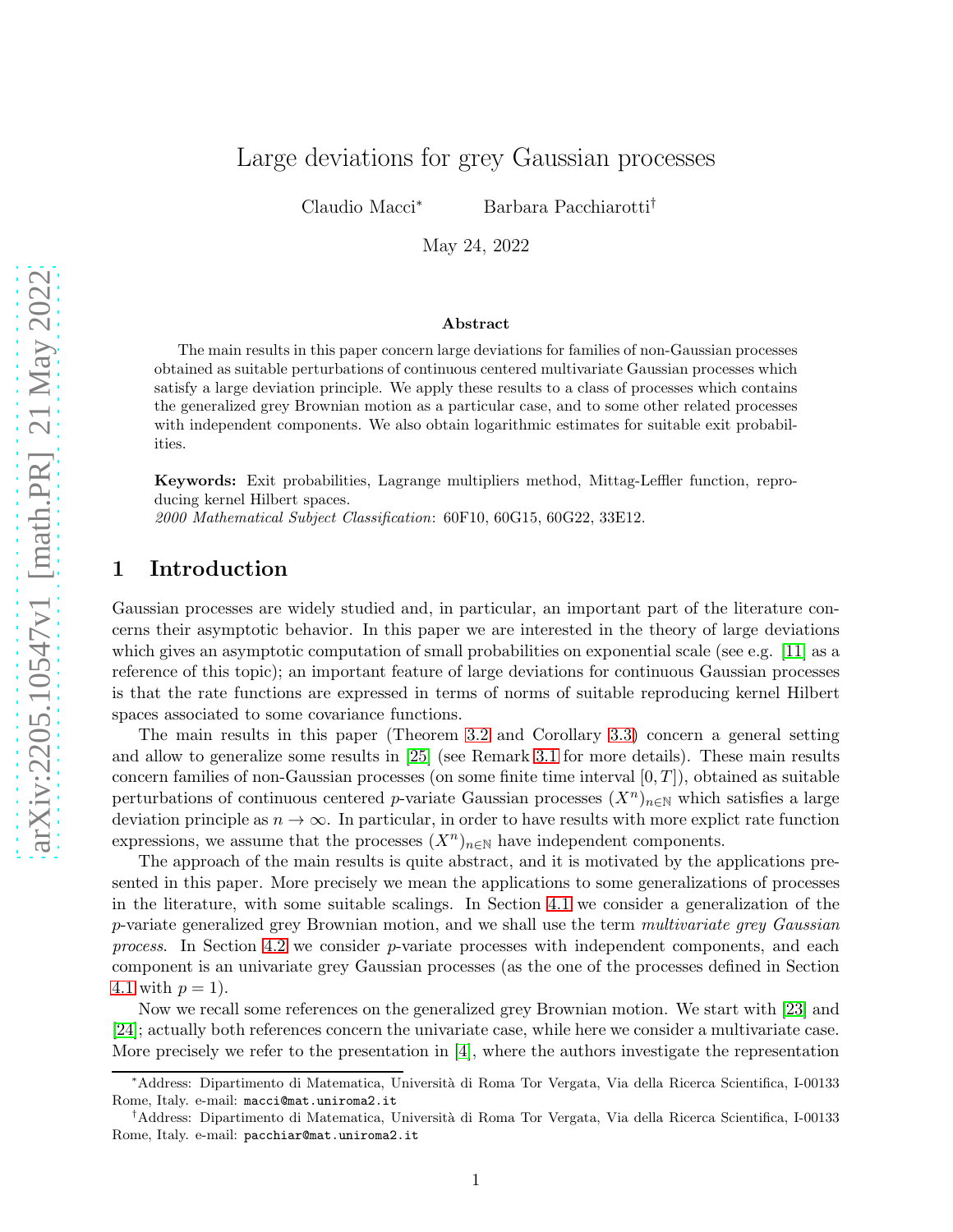# Large deviations for grey Gaussian processes

Claudio Macci* Barbara Pacchiarotti†

May 24, 2022

### Abstract

The main results in this paper concern large deviations for families of non-Gaussian processes obtained as suitable perturbations of continuous centered multivariate Gaussian processes which satisfy a large deviation principle. We apply these results to a class of processes which contains the generalized grey Brownian motion as a particular case, and to some other related processes with independent components. We also obtain logarithmic estimates for suitable exit probabilities.

**Keywords:** Exit probabilities, Lagrange multipliers method, Mittag-Leffler function, reproducing kernel Hilbert spaces.

*2000 Mathematical Subject Classification*: 60F10, 60G15, 60G22, 33E12.

## 1 Introduction

Gaussian processes are widely studied and, in particular, an important part of the literature concerns their asymptotic behavior. In this paper we are interested in the theory of large deviations which gives an asymptotic computation of small probabilities on exponential scale (see e.g. [11] as a reference of this topic); an important feature of large deviations for continuous Gaussian processes is that the rate functions are expressed in terms of norms of suitable reproducing kernel Hilbert spaces associated to some covariance functions.

The main results in this paper (Theorem 3.2 and Corollary 3.3) concern a general setting and allow to generalize some results in [25] (see Remark 3.1 for more details). These main results concern families of non-Gaussian processes (on some finite time interval $[0, T]$), obtained as suitable perturbations of continuous centered $p$-variate Gaussian processes $(X^n)_{n\in\mathbb{N}}$ which satisfies a large deviation principle as $n \to \infty$. In particular, in order to have results with more explict rate function expressions, we assume that the processes $(X^n)_{n\in\mathbb{N}}$ have independent components.

The approach of the main results is quite abstract, and it is motivated by the applications presented in this paper. More precisely we mean the applications to some generalizations of processes in the literature, with some suitable scalings. In Section 4.1 we consider a generalization of the $p$-variate generalized grey Brownian motion, and we shall use the term *multivariate grey Gaussian process*. In Section 4.2 we consider $p$-variate processes with independent components, and each component is an univariate grey Gaussian processes (as the one of the processes defined in Section 4.1 with $p = 1$).

Now we recall some references on the generalized grey Brownian motion. We start with [23] and [24]; actually both references concern the univariate case, while here we consider a multivariate case. More precisely we refer to the presentation in [4], where the authors investigate the representation

*Address: Dipartimento di Matematica, Università di Roma Tor Vergata, Via della Ricerca Scientifica, I-00133 Rome, Italy. e-mail: macci@mat.uniroma2.it

†Address: Dipartimento di Matematica, Università di Roma Tor Vergata, Via della Ricerca Scientifica, I-00133 Rome, Italy. e-mail: pacchiar@mat.uniroma2.it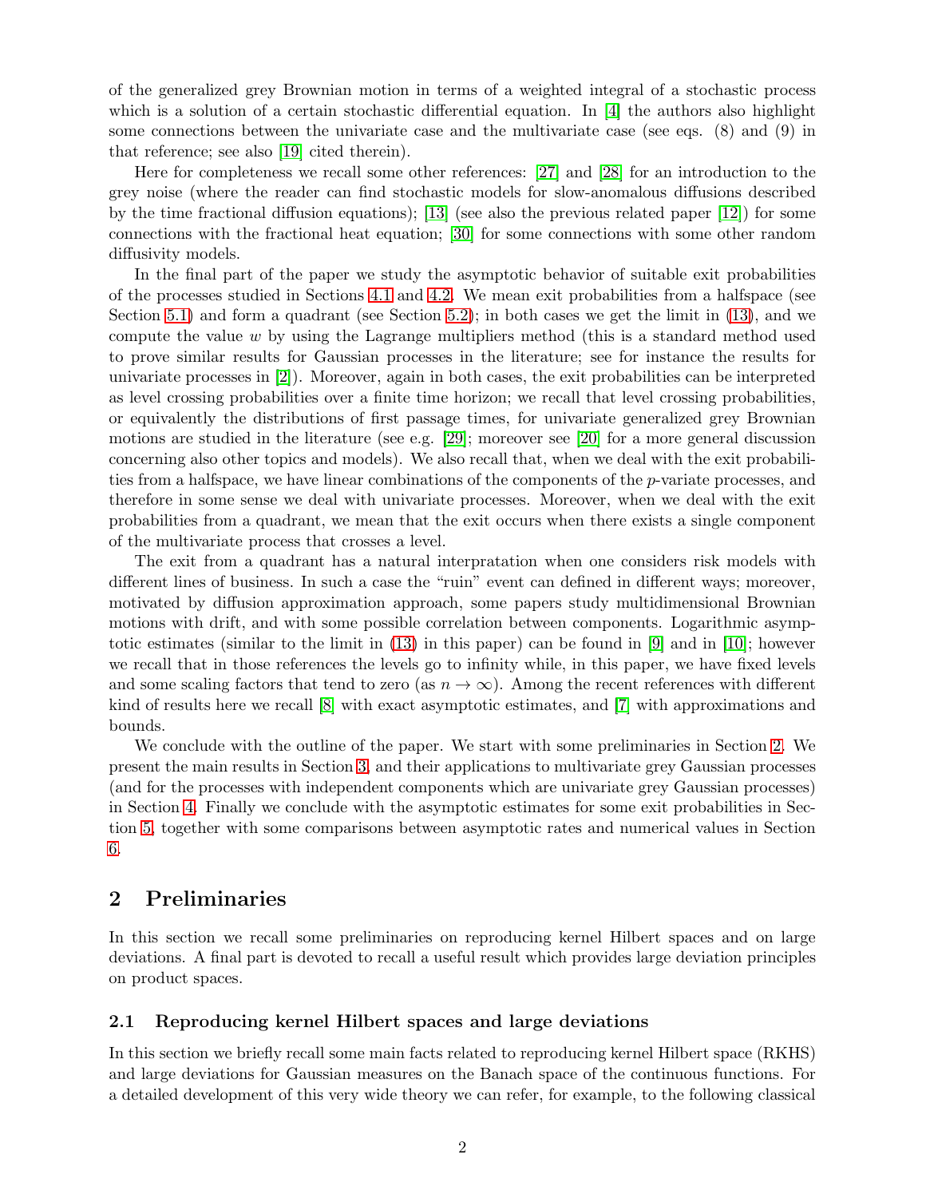of the generalized grey Brownian motion in terms of a weighted integral of a stochastic process which is a solution of a certain stochastic differential equation. In [4] the authors also highlight some connections between the univariate case and the multivariate case (see eqs. (8) and (9) in that reference; see also [19] cited therein).

Here for completeness we recall some other references: [27] and [28] for an introduction to the grey noise (where the reader can find stochastic models for slow-anomalous diffusions described by the time fractional diffusion equations); [13] (see also the previous related paper [12]) for some connections with the fractional heat equation; [30] for some connections with some other random diffusivity models.

In the final part of the paper we study the asymptotic behavior of suitable exit probabilities of the processes studied in Sections 4.1 and 4.2. We mean exit probabilities from a halfspace (see Section 5.1) and form a quadrant (see Section 5.2); in both cases we get the limit in (13), and we compute the value $w$ by using the Lagrange multipliers method (this is a standard method used to prove similar results for Gaussian processes in the literature; see for instance the results for univariate processes in [2]). Moreover, again in both cases, the exit probabilities can be interpreted as level crossing probabilities over a finite time horizon; we recall that level crossing probabilities, or equivalently the distributions of first passage times, for univariate generalized grey Brownian motions are studied in the literature (see e.g. [29]; moreover see [20] for a more general discussion concerning also other topics and models). We also recall that, when we deal with the exit probabilities from a halfspace, we have linear combinations of the components of the $p$-variate processes, and therefore in some sense we deal with univariate processes. Moreover, when we deal with the exit probabilities from a quadrant, we mean that the exit occurs when there exists a single component of the multivariate process that crosses a level.

The exit from a quadrant has a natural interpratation when one considers risk models with different lines of business. In such a case the "ruin" event can defined in different ways; moreover, motivated by diffusion approximation approach, some papers study multidimensional Brownian motions with drift, and with some possible correlation between components. Logarithmic asymptotic estimates (similar to the limit in (13) in this paper) can be found in [9] and in [10]; however we recall that in those references the levels go to infinity while, in this paper, we have fixed levels and some scaling factors that tend to zero (as $n \to \infty$). Among the recent references with different kind of results here we recall [8] with exact asymptotic estimates, and [7] with approximations and bounds.

We conclude with the outline of the paper. We start with some preliminaries in Section 2. We present the main results in Section 3, and their applications to multivariate grey Gaussian processes (and for the processes with independent components which are univariate grey Gaussian processes) in Section 4. Finally we conclude with the asymptotic estimates for some exit probabilities in Section 5, together with some comparisons between asymptotic rates and numerical values in Section 6.

## 2 Preliminaries

In this section we recall some preliminaries on reproducing kernel Hilbert spaces and on large deviations. A final part is devoted to recall a useful result which provides large deviation principles on product spaces.

### 2.1 Reproducing kernel Hilbert spaces and large deviations

In this section we briefly recall some main facts related to reproducing kernel Hilbert space (RKHS) and large deviations for Gaussian measures on the Banach space of the continuous functions. For a detailed development of this very wide theory we can refer, for example, to the following classical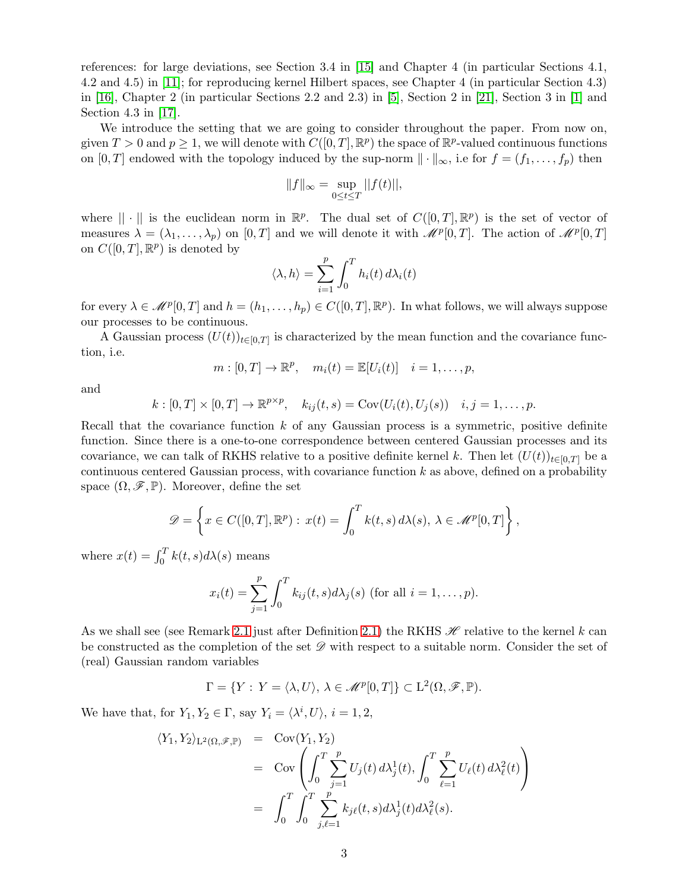references: for large deviations, see Section 3.4 in [15] and Chapter 4 (in particular Sections 4.1, 4.2 and 4.5) in [11]; for reproducing kernel Hilbert spaces, see Chapter 4 (in particular Section 4.3) in [16], Chapter 2 (in particular Sections 2.2 and 2.3) in [5], Section 2 in [21], Section 3 in [1] and Section 4.3 in [17].

We introduce the setting that we are going to consider throughout the paper. From now on, given $T > 0$ and $p \geq 1$, we will denote with $C([0,T], \mathbb{R}^p)$ the space of $\mathbb{R}^p$-valued continuous functions on $[0,T]$ endowed with the topology induced by the sup-norm $\|\cdot\|_\infty$, i.e for $f = (f_1, \dots, f_p)$ then

$$\|f\|_\infty = \sup_{0 \leq t \leq T} ||f(t)||,$$

where $||\cdot||$ is the euclidean norm in $\mathbb{R}^p$. The dual set of $C([0,T], \mathbb{R}^p)$ is the set of vector of measures $\lambda = (\lambda_1, \dots, \lambda_p)$ on $[0,T]$ and we will denote it with $\mathscr{M}^p[0,T]$. The action of $\mathscr{M}^p[0,T]$ on $C([0,T], \mathbb{R}^p)$ is denoted by

$$\langle \lambda, h \rangle = \sum_{i=1}^{p} \int_0^T h_i(t)\, d\lambda_i(t)$$

for every $\lambda \in \mathscr{M}^p[0,T]$ and $h = (h_1, \dots, h_p) \in C([0,T], \mathbb{R}^p)$. In what follows, we will always suppose our processes to be continuous.

A Gaussian process $(U(t))_{t \in [0,T]}$ is characterized by the mean function and the covariance function, i.e.

$$m : [0,T] \to \mathbb{R}^p, \quad m_i(t) = \mathbb{E}[U_i(t)] \quad i = 1, \dots, p,$$

and

$$k : [0,T] \times [0,T] \to \mathbb{R}^{p \times p}, \quad k_{ij}(t,s) = \mathrm{Cov}(U_i(t), U_j(s)) \quad i,j = 1, \dots, p.$$

Recall that the covariance function $k$ of any Gaussian process is a symmetric, positive definite function. Since there is a one-to-one correspondence between centered Gaussian processes and its covariance, we can talk of RKHS relative to a positive definite kernel $k$. Then let $(U(t))_{t \in [0,T]}$ be a continuous centered Gaussian process, with covariance function $k$ as above, defined on a probability space $(\Omega, \mathscr{F}, \mathbb{P})$. Moreover, define the set

$$\mathscr{D} = \left\{ x \in C([0,T], \mathbb{R}^p) : \, x(t) = \int_0^T k(t,s)\, d\lambda(s), \, \lambda \in \mathscr{M}^p[0,T] \right\},$$

where $x(t) = \int_0^T k(t,s) d\lambda(s)$ means

$$x_i(t) = \sum_{j=1}^{p} \int_0^T k_{ij}(t,s) d\lambda_j(s) \text{ (for all } i = 1, \dots, p).$$

As we shall see (see Remark 2.1 just after Definition 2.1) the RKHS $\mathscr{H}$ relative to the kernel $k$ can be constructed as the completion of the set $\mathscr{D}$ with respect to a suitable norm. Consider the set of (real) Gaussian random variables

$$\Gamma = \{ Y : \, Y = \langle \lambda, U \rangle, \, \lambda \in \mathscr{M}^p[0,T] \} \subset \mathrm{L}^2(\Omega, \mathscr{F}, \mathbb{P}).$$

We have that, for $Y_1, Y_2 \in \Gamma$, say $Y_i = \langle \lambda^i, U \rangle$, $i = 1, 2$,

$$\begin{aligned}
\langle Y_1, Y_2 \rangle_{\mathrm{L}^2(\Omega, \mathscr{F}, \mathbb{P})} &= \mathrm{Cov}(Y_1, Y_2) \\
&= \mathrm{Cov}\left( \int_0^T \sum_{j=1}^{p} U_j(t)\, d\lambda_j^1(t), \int_0^T \sum_{\ell=1}^{p} U_\ell(t)\, d\lambda_\ell^2(t) \right) \\
&= \int_0^T \int_0^T \sum_{j,\ell=1}^{p} k_{j\ell}(t,s) d\lambda_j^1(t) d\lambda_\ell^2(s).
\end{aligned}$$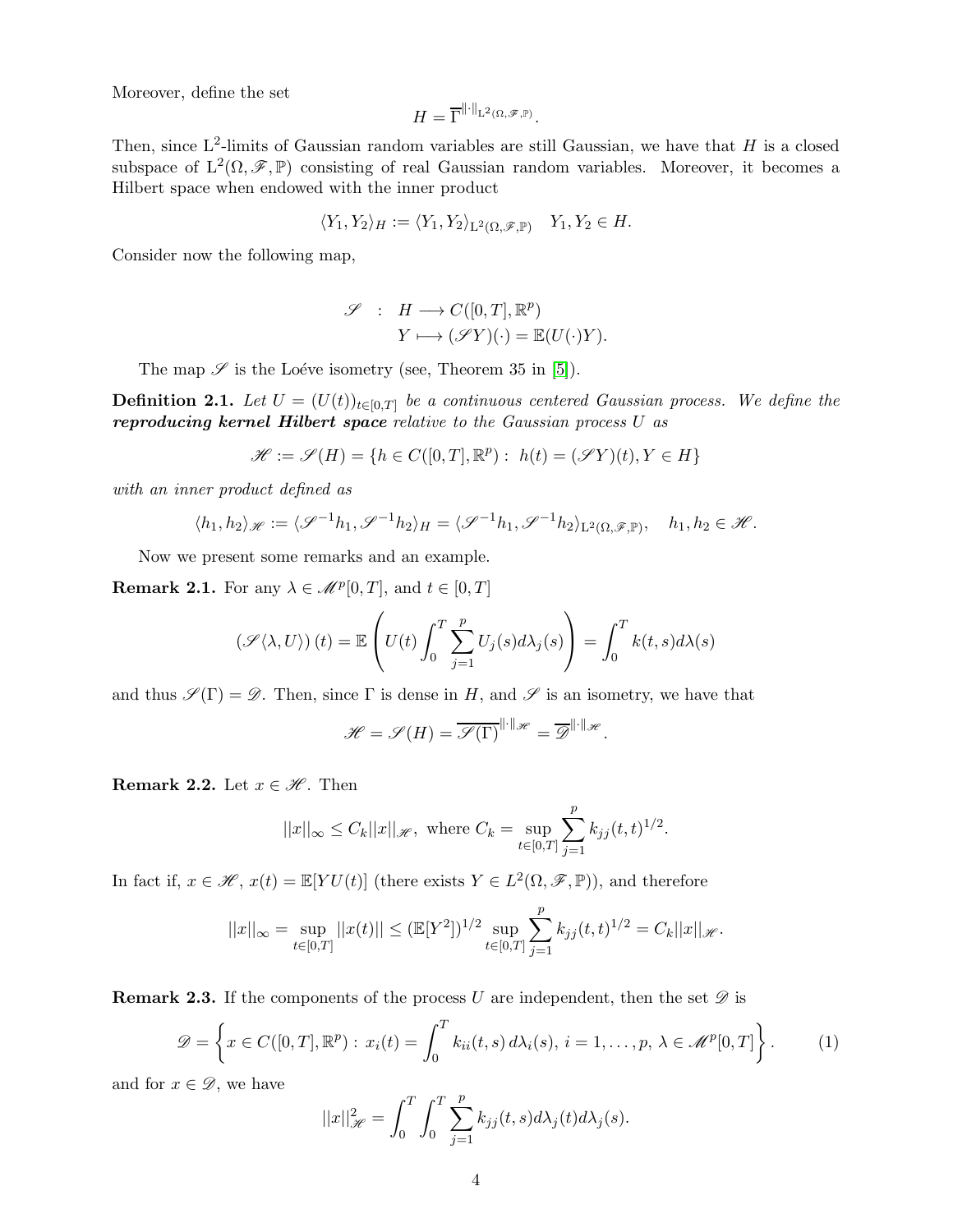Moreover, define the set

$$H = \overline{\Gamma}^{\|\cdot\|_{\mathrm{L}^2(\Omega,\mathscr{F},\mathbb{P})}}.$$

Then, since $\mathrm{L}^2$-limits of Gaussian random variables are still Gaussian, we have that $H$ is a closed subspace of $\mathrm{L}^2(\Omega,\mathscr{F},\mathbb{P})$ consisting of real Gaussian random variables. Moreover, it becomes a Hilbert space when endowed with the inner product

$$\langle Y_1, Y_2\rangle_H := \langle Y_1, Y_2\rangle_{\mathrm{L}^2(\Omega,\mathscr{F},\mathbb{P})} \quad Y_1, Y_2 \in H.$$

Consider now the following map,

$$\begin{aligned} \mathscr{S} \ : \ & H \longrightarrow C([0,T],\mathbb{R}^p) \\ & Y \longmapsto (\mathscr{S}Y)(\cdot) = \mathbb{E}(U(\cdot)Y). \end{aligned}$$

The map $\mathscr{S}$ is the Loéve isometry (see, Theorem 35 in [5]).

**Definition 2.1.** *Let $U = (U(t))_{t\in[0,T]}$ be a continuous centered Gaussian process. We define the **reproducing kernel Hilbert space** relative to the Gaussian process $U$ as*

$$\mathscr{H} := \mathscr{S}(H) = \{h \in C([0,T],\mathbb{R}^p) : \ h(t) = (\mathscr{S}Y)(t), Y \in H\}$$

*with an inner product defined as*

$$\langle h_1, h_2\rangle_{\mathscr{H}} := \langle \mathscr{S}^{-1}h_1, \mathscr{S}^{-1}h_2\rangle_H = \langle \mathscr{S}^{-1}h_1, \mathscr{S}^{-1}h_2\rangle_{\mathrm{L}^2(\Omega,\mathscr{F},\mathbb{P})}, \quad h_1, h_2 \in \mathscr{H}.$$

Now we present some remarks and an example.

**Remark 2.1.** For any $\lambda \in \mathscr{M}^p[0,T]$, and $t \in [0,T]$

$$\left(\mathscr{S}\langle \lambda, U\rangle\right)(t) = \mathbb{E}\left(U(t)\int_0^T \sum_{j=1}^p U_j(s)d\lambda_j(s)\right) = \int_0^T k(t,s)d\lambda(s)$$

and thus $\mathscr{S}(\Gamma) = \mathscr{D}$. Then, since $\Gamma$ is dense in $H$, and $\mathscr{S}$ is an isometry, we have that

$$\mathscr{H} = \mathscr{S}(H) = \overline{\mathscr{S}(\Gamma)}^{\|\cdot\|_{\mathscr{H}}} = \overline{\mathscr{D}}^{\|\cdot\|_{\mathscr{H}}}.$$

**Remark 2.2.** Let $x \in \mathscr{H}$. Then

$$\|x\|_\infty \leq C_k \|x\|_{\mathscr{H}}, \text{ where } C_k = \sup_{t\in[0,T]} \sum_{j=1}^p k_{jj}(t,t)^{1/2}.$$

In fact if, $x \in \mathscr{H}$, $x(t) = \mathbb{E}[YU(t)]$ (there exists $Y \in L^2(\Omega,\mathscr{F},\mathbb{P})$), and therefore

$$\|x\|_\infty = \sup_{t\in[0,T]} \|x(t)\| \leq (\mathbb{E}[Y^2])^{1/2} \sup_{t\in[0,T]} \sum_{j=1}^p k_{jj}(t,t)^{1/2} = C_k \|x\|_{\mathscr{H}}.$$

**Remark 2.3.** If the components of the process $U$ are independent, then the set $\mathscr{D}$ is

$$\mathscr{D} = \left\{x \in C([0,T],\mathbb{R}^p) : \ x_i(t) = \int_0^T k_{ii}(t,s)\,d\lambda_i(s),\ i = 1,\ldots,p,\ \lambda \in \mathscr{M}^p[0,T]\right\}. \tag{1}$$

and for $x \in \mathscr{D}$, we have

$$\|x\|^2_{\mathscr{H}} = \int_0^T \int_0^T \sum_{j=1}^p k_{jj}(t,s)d\lambda_j(t)d\lambda_j(s).$$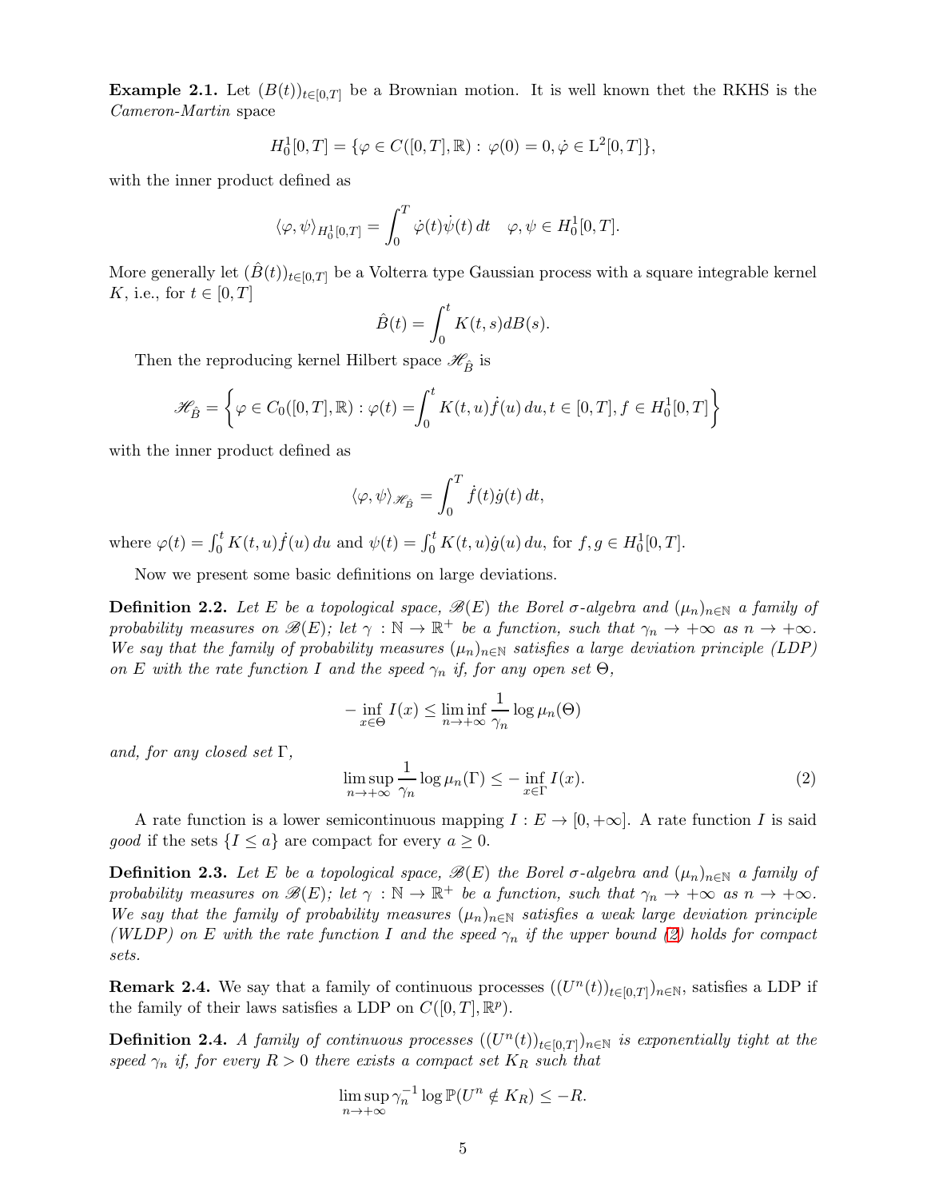**Example 2.1.** Let $(B(t))_{t\in[0,T]}$ be a Brownian motion. It is well known thet the RKHS is the *Cameron-Martin* space

$$H_0^1[0,T] = \{\varphi \in C([0,T],\mathbb{R}) :\, \varphi(0) = 0, \dot{\varphi} \in \mathrm{L}^2[0,T]\},$$

with the inner product defined as

$$\langle \varphi, \psi\rangle_{H_0^1[0,T]} = \int_0^T \dot{\varphi}(t)\dot{\psi}(t)\, dt \quad \varphi, \psi \in H_0^1[0,T].$$

More generally let $(\hat{B}(t))_{t\in[0,T]}$ be a Volterra type Gaussian process with a square integrable kernel $K$, i.e., for $t \in [0,T]$

$$\hat{B}(t) = \int_0^t K(t,s) dB(s).$$

Then the reproducing kernel Hilbert space $\mathscr{H}_{\hat{B}}$ is

$$\mathscr{H}_{\hat{B}} = \left\{ \varphi \in C_0([0,T],\mathbb{R}) : \varphi(t) = \int_0^t K(t,u)\dot{f}(u)\, du, t \in [0,T], f \in H_0^1[0,T] \right\}$$

with the inner product defined as

$$\langle \varphi, \psi\rangle_{\mathscr{H}_{\hat{B}}} = \int_0^T \dot{f}(t)\dot{g}(t)\, dt,$$

where $\varphi(t) = \int_0^t K(t,u)\dot{f}(u)\, du$ and $\psi(t) = \int_0^t K(t,u)\dot{g}(u)\, du$, for $f, g \in H_0^1[0,T]$.

Now we present some basic definitions on large deviations.

**Definition 2.2.** *Let $E$ be a topological space, $\mathscr{B}(E)$ the Borel $\sigma$-algebra and $(\mu_n)_{n\in\mathbb{N}}$ a family of probability measures on $\mathscr{B}(E)$; let $\gamma : \mathbb{N} \to \mathbb{R}^+$ be a function, such that $\gamma_n \to +\infty$ as $n \to +\infty$. We say that the family of probability measures $(\mu_n)_{n\in\mathbb{N}}$ satisfies a large deviation principle (LDP) on $E$ with the rate function $I$ and the speed $\gamma_n$ if, for any open set $\Theta$,*

$$-\inf_{x\in\Theta} I(x) \le \liminf_{n\to+\infty} \frac{1}{\gamma_n} \log \mu_n(\Theta)$$

*and, for any closed set $\Gamma$,*

$$\limsup_{n\to+\infty} \frac{1}{\gamma_n} \log \mu_n(\Gamma) \le -\inf_{x\in\Gamma} I(x). \tag{2}$$

A rate function is a lower semicontinuous mapping $I : E \to [0, +\infty]$. A rate function $I$ is said *good* if the sets $\{I \le a\}$ are compact for every $a \ge 0$.

**Definition 2.3.** *Let $E$ be a topological space, $\mathscr{B}(E)$ the Borel $\sigma$-algebra and $(\mu_n)_{n\in\mathbb{N}}$ a family of probability measures on $\mathscr{B}(E)$; let $\gamma : \mathbb{N} \to \mathbb{R}^+$ be a function, such that $\gamma_n \to +\infty$ as $n \to +\infty$. We say that the family of probability measures $(\mu_n)_{n\in\mathbb{N}}$ satisfies a weak large deviation principle (WLDP) on $E$ with the rate function $I$ and the speed $\gamma_n$ if the upper bound (2) holds for compact sets.*

**Remark 2.4.** We say that a family of continuous processes $((U^n(t))_{t\in[0,T]})_{n\in\mathbb{N}}$, satisfies a LDP if the family of their laws satisfies a LDP on $C([0,T],\mathbb{R}^p)$.

**Definition 2.4.** *A family of continuous processes $((U^n(t))_{t\in[0,T]})_{n\in\mathbb{N}}$ is exponentially tight at the speed $\gamma_n$ if, for every $R > 0$ there exists a compact set $K_R$ such that*

$$\limsup_{n\to+\infty} \gamma_n^{-1} \log \mathbb{P}(U^n \notin K_R) \le -R.$$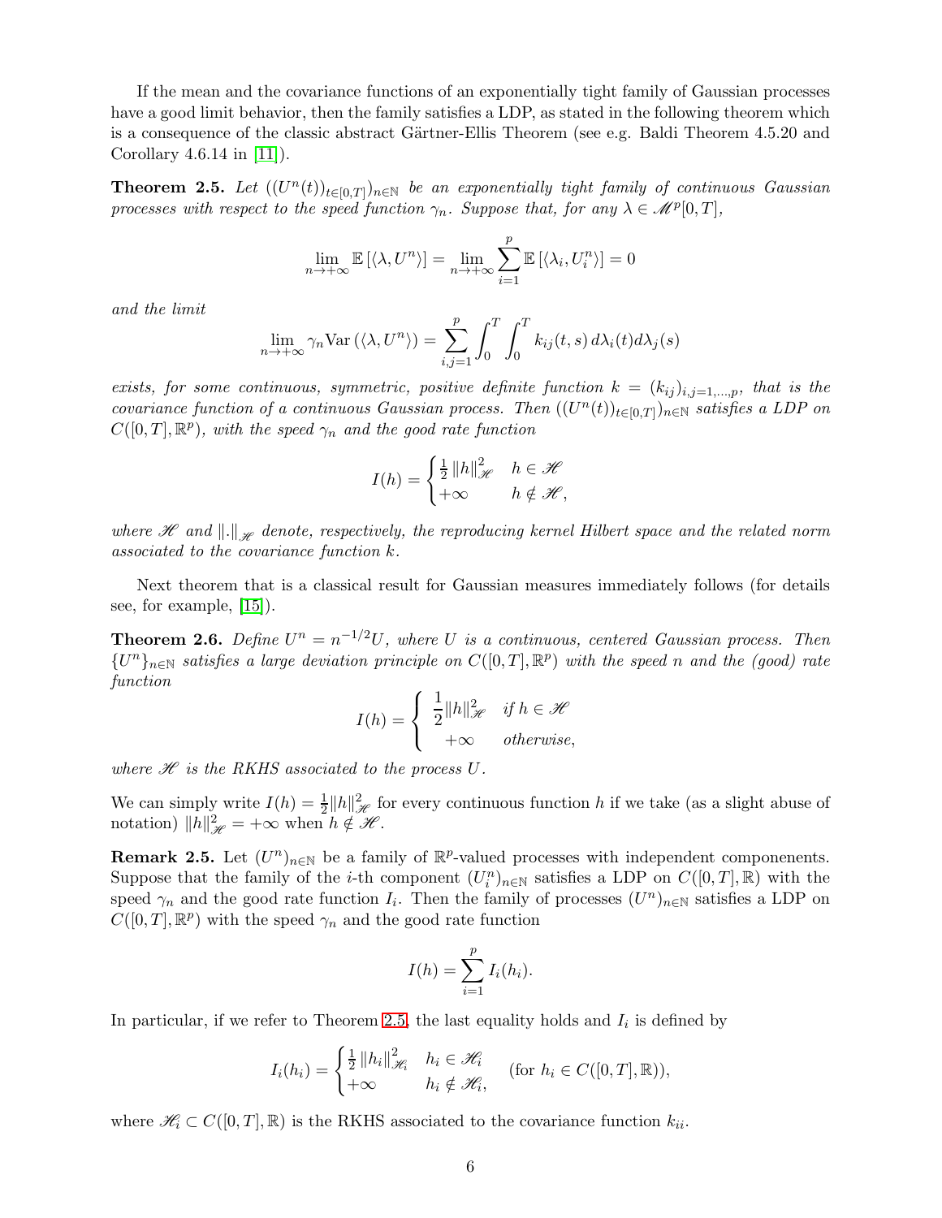If the mean and the covariance functions of an exponentially tight family of Gaussian processes have a good limit behavior, then the family satisfies a LDP, as stated in the following theorem which is a consequence of the classic abstract Gärtner-Ellis Theorem (see e.g. Baldi Theorem 4.5.20 and Corollary 4.6.14 in [11]).

**Theorem 2.5.** *Let $((U^n(t))_{t\in[0,T]})_{n\in\mathbb{N}}$ be an exponentially tight family of continuous Gaussian processes with respect to the speed function $\gamma_n$. Suppose that, for any $\lambda \in \mathscr{M}^p[0,T]$,*

$$\lim_{n\to+\infty} \mathbb{E}\left[\langle \lambda, U^n\rangle\right] = \lim_{n\to+\infty} \sum_{i=1}^{p} \mathbb{E}\left[\langle \lambda_i, U_i^n\rangle\right] = 0$$

*and the limit*

$$\lim_{n\to+\infty} \gamma_n \mathrm{Var}\left(\langle \lambda, U^n\rangle\right) = \sum_{i,j=1}^{p} \int_0^T \int_0^T k_{ij}(t,s)\, d\lambda_i(t) d\lambda_j(s)$$

*exists, for some continuous, symmetric, positive definite function $k = (k_{ij})_{i,j=1,\ldots,p}$, that is the covariance function of a continuous Gaussian process. Then $((U^n(t))_{t\in[0,T]})_{n\in\mathbb{N}}$ satisfies a LDP on $C([0,T],\mathbb{R}^p)$, with the speed $\gamma_n$ and the good rate function*

$$I(h) = \begin{cases} \frac{1}{2}\|h\|^2_{\mathscr{H}} & h \in \mathscr{H} \\ +\infty & h \notin \mathscr{H}, \end{cases}$$

*where $\mathscr{H}$ and $\|.\|_{\mathscr{H}}$ denote, respectively, the reproducing kernel Hilbert space and the related norm associated to the covariance function $k$.*

Next theorem that is a classical result for Gaussian measures immediately follows (for details see, for example, [15]).

**Theorem 2.6.** *Define $U^n = n^{-1/2}U$, where $U$ is a continuous, centered Gaussian process. Then $\{U^n\}_{n\in\mathbb{N}}$ satisfies a large deviation principle on $C([0,T],\mathbb{R}^p)$ with the speed $n$ and the (good) rate function*

$$I(h) = \begin{cases} \frac{1}{2}\|h\|^2_{\mathscr{H}} & \text{if } h \in \mathscr{H} \\ +\infty & \text{otherwise,} \end{cases}$$

*where $\mathscr{H}$ is the RKHS associated to the process $U$.*

We can simply write $I(h) = \frac{1}{2}\|h\|^2_{\mathscr{H}}$ for every continuous function $h$ if we take (as a slight abuse of notation) $\|h\|^2_{\mathscr{H}} = +\infty$ when $h \notin \mathscr{H}$.

**Remark 2.5.** Let $(U^n)_{n\in\mathbb{N}}$ be a family of $\mathbb{R}^p$-valued processes with independent componenents. Suppose that the family of the $i$-th component $(U_i^n)_{n\in\mathbb{N}}$ satisfies a LDP on $C([0,T],\mathbb{R})$ with the speed $\gamma_n$ and the good rate function $I_i$. Then the family of processes $(U^n)_{n\in\mathbb{N}}$ satisfies a LDP on $C([0,T],\mathbb{R}^p)$ with the speed $\gamma_n$ and the good rate function

$$I(h) = \sum_{i=1}^{p} I_i(h_i).$$

In particular, if we refer to Theorem 2.5, the last equality holds and $I_i$ is defined by

$$I_i(h_i) = \begin{cases} \frac{1}{2}\|h_i\|^2_{\mathscr{H}_i} & h_i \in \mathscr{H}_i \\ +\infty & h_i \notin \mathscr{H}_i, \end{cases} \quad (\text{for } h_i \in C([0,T],\mathbb{R})),$$

where $\mathscr{H}_i \subset C([0,T],\mathbb{R})$ is the RKHS associated to the covariance function $k_{ii}$.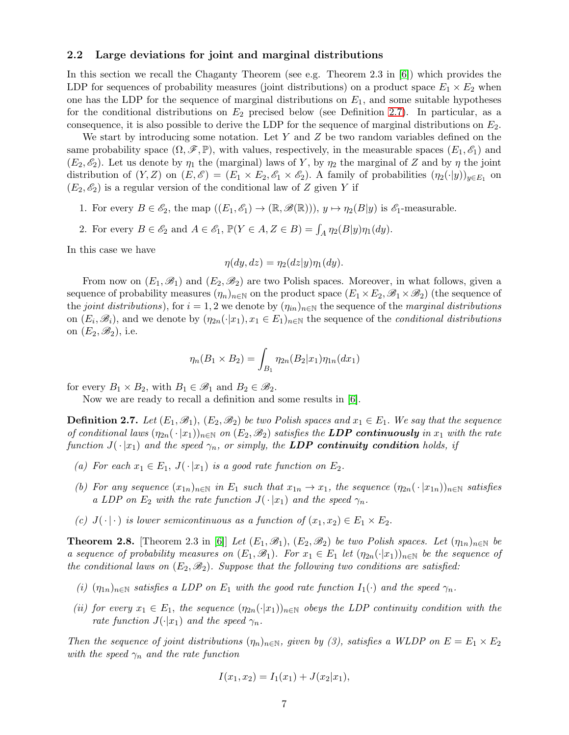### 2.2 Large deviations for joint and marginal distributions

In this section we recall the Chaganty Theorem (see e.g. Theorem 2.3 in [6]) which provides the LDP for sequences of probability measures (joint distributions) on a product space $E_1 \times E_2$ when one has the LDP for the sequence of marginal distributions on $E_1$, and some suitable hypotheses for the conditional distributions on $E_2$ precised below (see Definition 2.7). In particular, as a consequence, it is also possible to derive the LDP for the sequence of marginal distributions on $E_2$.

We start by introducing some notation. Let $Y$ and $Z$ be two random variables defined on the same probability space $(\Omega, \mathscr{F}, \mathbb{P})$, with values, respectively, in the measurable spaces $(E_1, \mathscr{E}_1)$ and $(E_2, \mathscr{E}_2)$. Let us denote by $\eta_1$ the (marginal) laws of $Y$, by $\eta_2$ the marginal of $Z$ and by $\eta$ the joint distribution of $(Y, Z)$ on $(E, \mathscr{E}) = (E_1 \times E_2, \mathscr{E}_1 \times \mathscr{E}_2)$. A family of probabilities $(\eta_2(\cdot|y))_{y \in E_1}$ on $(E_2, \mathscr{E}_2)$ is a regular version of the conditional law of $Z$ given $Y$ if

1. For every $B \in \mathscr{E}_2$, the map $((E_1, \mathscr{E}_1) \to (\mathbb{R}, \mathscr{B}(\mathbb{R})))$, $y \mapsto \eta_2(B|y)$ is $\mathscr{E}_1$-measurable.
2. For every $B \in \mathscr{E}_2$ and $A \in \mathscr{E}_1$, $\mathbb{P}(Y \in A, Z \in B) = \int_A \eta_2(B|y)\eta_1(dy)$.

In this case we have

$$\eta(dy, dz) = \eta_2(dz|y)\eta_1(dy).$$

From now on $(E_1, \mathscr{B}_1)$ and $(E_2, \mathscr{B}_2)$ are two Polish spaces. Moreover, in what follows, given a sequence of probability measures $(\eta_n)_{n \in \mathbb{N}}$ on the product space $(E_1 \times E_2, \mathscr{B}_1 \times \mathscr{B}_2)$ (the sequence of the *joint distributions*), for $i = 1, 2$ we denote by $(\eta_{in})_{n \in \mathbb{N}}$ the sequence of the *marginal distributions* on $(E_i, \mathscr{B}_i)$, and we denote by $(\eta_{2n}(\cdot|x_1), x_1 \in E_1)_{n \in \mathbb{N}}$ the sequence of the *conditional distributions* on $(E_2, \mathscr{B}_2)$, i.e.

$$\eta_n(B_1 \times B_2) = \int_{B_1} \eta_{2n}(B_2|x_1)\eta_{1n}(dx_1)$$

for every $B_1 \times B_2$, with $B_1 \in \mathscr{B}_1$ and $B_2 \in \mathscr{B}_2$.

Now we are ready to recall a definition and some results in [6].

**Definition 2.7.** *Let $(E_1, \mathscr{B}_1)$, $(E_2, \mathscr{B}_2)$ be two Polish spaces and $x_1 \in E_1$. We say that the sequence of conditional laws $(\eta_{2n}(\cdot|x_1))_{n \in \mathbb{N}}$ on $(E_2, \mathscr{B}_2)$ satisfies the **LDP continuously** in $x_1$ with the rate function $J(\cdot|x_1)$ and the speed $\gamma_n$, or simply, the **LDP continuity condition** holds, if*

*(a) For each $x_1 \in E_1$, $J(\cdot|x_1)$ is a good rate function on $E_2$.*

*(b) For any sequence $(x_{1n})_{n \in \mathbb{N}}$ in $E_1$ such that $x_{1n} \to x_1$, the sequence $(\eta_{2n}(\cdot|x_{1n}))_{n \in \mathbb{N}}$ satisfies a LDP on $E_2$ with the rate function $J(\cdot|x_1)$ and the speed $\gamma_n$.*

*(c) $J(\cdot|\cdot)$ is lower semicontinuous as a function of $(x_1, x_2) \in E_1 \times E_2$.*

**Theorem 2.8.** [Theorem 2.3 in [6]] *Let $(E_1, \mathscr{B}_1)$, $(E_2, \mathscr{B}_2)$ be two Polish spaces. Let $(\eta_{1n})_{n \in \mathbb{N}}$ be a sequence of probability measures on $(E_1, \mathscr{B}_1)$. For $x_1 \in E_1$ let $(\eta_{2n}(\cdot|x_1))_{n \in \mathbb{N}}$ be the sequence of the conditional laws on $(E_2, \mathscr{B}_2)$. Suppose that the following two conditions are satisfied:*

*(i) $(\eta_{1n})_{n \in \mathbb{N}}$ satisfies a LDP on $E_1$ with the good rate function $I_1(\cdot)$ and the speed $\gamma_n$.*

*(ii) for every $x_1 \in E_1$, the sequence $(\eta_{2n}(\cdot|x_1))_{n \in \mathbb{N}}$ obeys the LDP continuity condition with the rate function $J(\cdot|x_1)$ and the speed $\gamma_n$.*

*Then the sequence of joint distributions $(\eta_n)_{n \in \mathbb{N}}$, given by (3), satisfies a WLDP on $E = E_1 \times E_2$ with the speed $\gamma_n$ and the rate function*

$$I(x_1, x_2) = I_1(x_1) + J(x_2|x_1),$$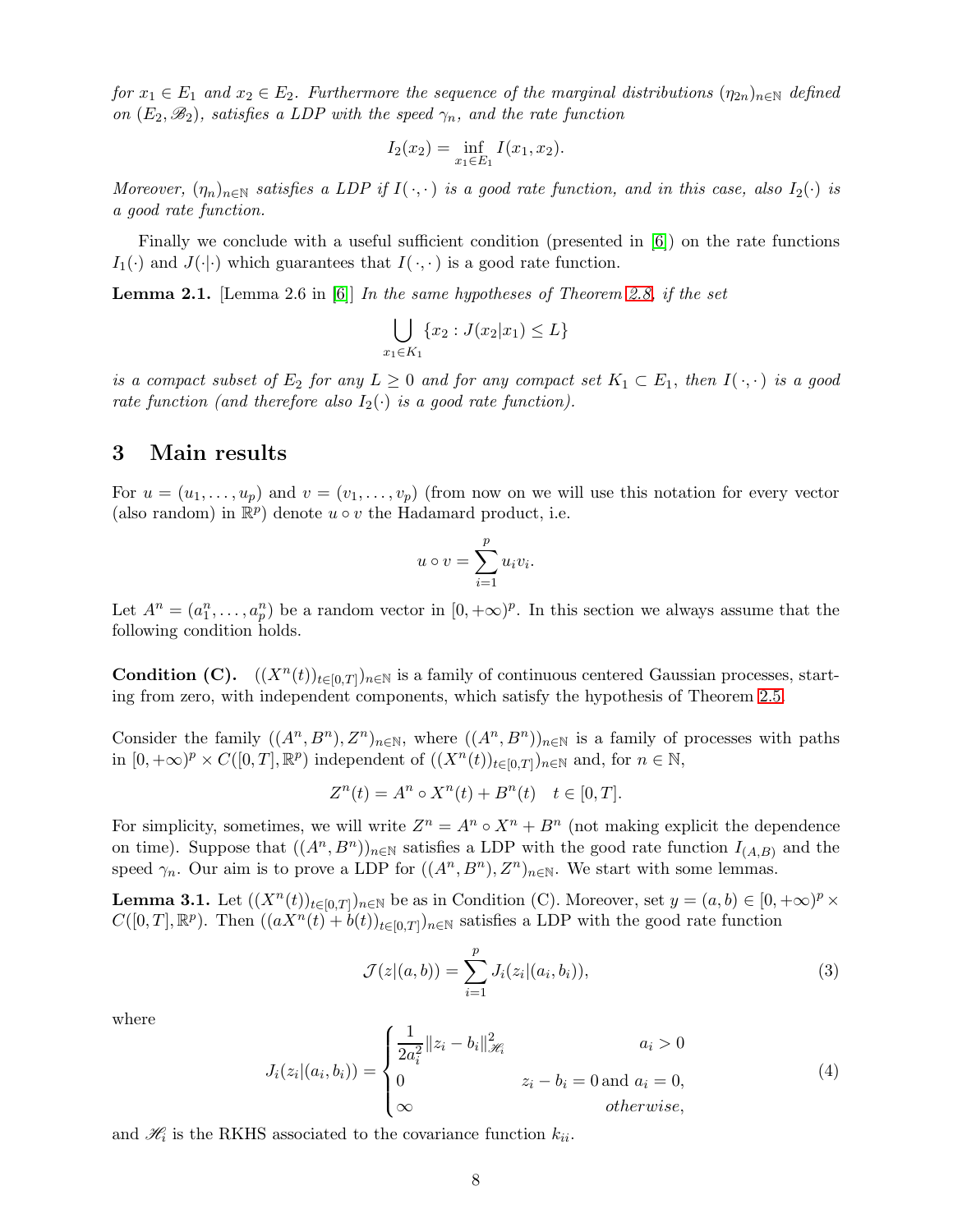*for $x_1 \in E_1$ and $x_2 \in E_2$. Furthermore the sequence of the marginal distributions $(\eta_{2n})_{n\in\mathbb{N}}$ defined on $(E_2, \mathscr{B}_2)$, satisfies a LDP with the speed $\gamma_n$, and the rate function*

$$I_2(x_2) = \inf_{x_1 \in E_1} I(x_1, x_2).$$

*Moreover, $(\eta_n)_{n\in\mathbb{N}}$ satisfies a LDP if $I(\cdot,\cdot)$ is a good rate function, and in this case, also $I_2(\cdot)$ is a good rate function.*

Finally we conclude with a useful sufficient condition (presented in [6]) on the rate functions $I_1(\cdot)$ and $J(\cdot|\cdot)$ which guarantees that $I(\cdot,\cdot)$ is a good rate function.

**Lemma 2.1.** [Lemma 2.6 in [6]] *In the same hypotheses of Theorem 2.8, if the set*

$$\bigcup_{x_1 \in K_1} \{x_2 : J(x_2|x_1) \leq L\}$$

*is a compact subset of $E_2$ for any $L \geq 0$ and for any compact set $K_1 \subset E_1$, then $I(\cdot,\cdot)$ is a good rate function (and therefore also $I_2(\cdot)$ is a good rate function).*

# 3 Main results

For $u = (u_1, \dots, u_p)$ and $v = (v_1, \dots, v_p)$ (from now on we will use this notation for every vector (also random) in $\mathbb{R}^p$) denote $u \circ v$ the Hadamard product, i.e.

$$u \circ v = \sum_{i=1}^{p} u_i v_i.$$

Let $A^n = (a_1^n, \dots, a_p^n)$ be a random vector in $[0, +\infty)^p$. In this section we always assume that the following condition holds.

**Condition (C).** $((X^n(t))_{t\in[0,T]})_{n\in\mathbb{N}}$ is a family of continuous centered Gaussian processes, starting from zero, with independent components, which satisfy the hypothesis of Theorem 2.5.

Consider the family $((A^n, B^n), Z^n)_{n\in\mathbb{N}}$, where $((A^n, B^n))_{n\in\mathbb{N}}$ is a family of processes with paths in $[0, +\infty)^p \times C([0,T], \mathbb{R}^p)$ independent of $((X^n(t))_{t\in[0,T]})_{n\in\mathbb{N}}$ and, for $n \in \mathbb{N}$,

$$Z^n(t) = A^n \circ X^n(t) + B^n(t) \quad t \in [0,T].$$

For simplicity, sometimes, we will write $Z^n = A^n \circ X^n + B^n$ (not making explicit the dependence on time). Suppose that $((A^n, B^n))_{n\in\mathbb{N}}$ satisfies a LDP with the good rate function $I_{(A,B)}$ and the speed $\gamma_n$. Our aim is to prove a LDP for $((A^n, B^n), Z^n)_{n\in\mathbb{N}}$. We start with some lemmas.

**Lemma 3.1.** *Let $((X^n(t))_{t\in[0,T]})_{n\in\mathbb{N}}$ be as in Condition (C). Moreover, set $y = (a, b) \in [0, +\infty)^p \times C([0,T], \mathbb{R}^p)$. Then $((aX^n(t) + b(t))_{t\in[0,T]})_{n\in\mathbb{N}}$ satisfies a LDP with the good rate function*

$$\mathcal{J}(z|(a,b)) = \sum_{i=1}^{p} J_i(z_i|(a_i, b_i)), \tag{3}$$

*where*

$$J_i(z_i|(a_i, b_i)) = \begin{cases} \dfrac{1}{2a_i^2}\|z_i - b_i\|^2_{\mathscr{H}_i} & a_i > 0 \\ 0 & z_i - b_i = 0 \text{ and } a_i = 0, \\ \infty & \text{otherwise,} \end{cases} \tag{4}$$

*and $\mathscr{H}_i$ is the RKHS associated to the covariance function $k_{ii}$.*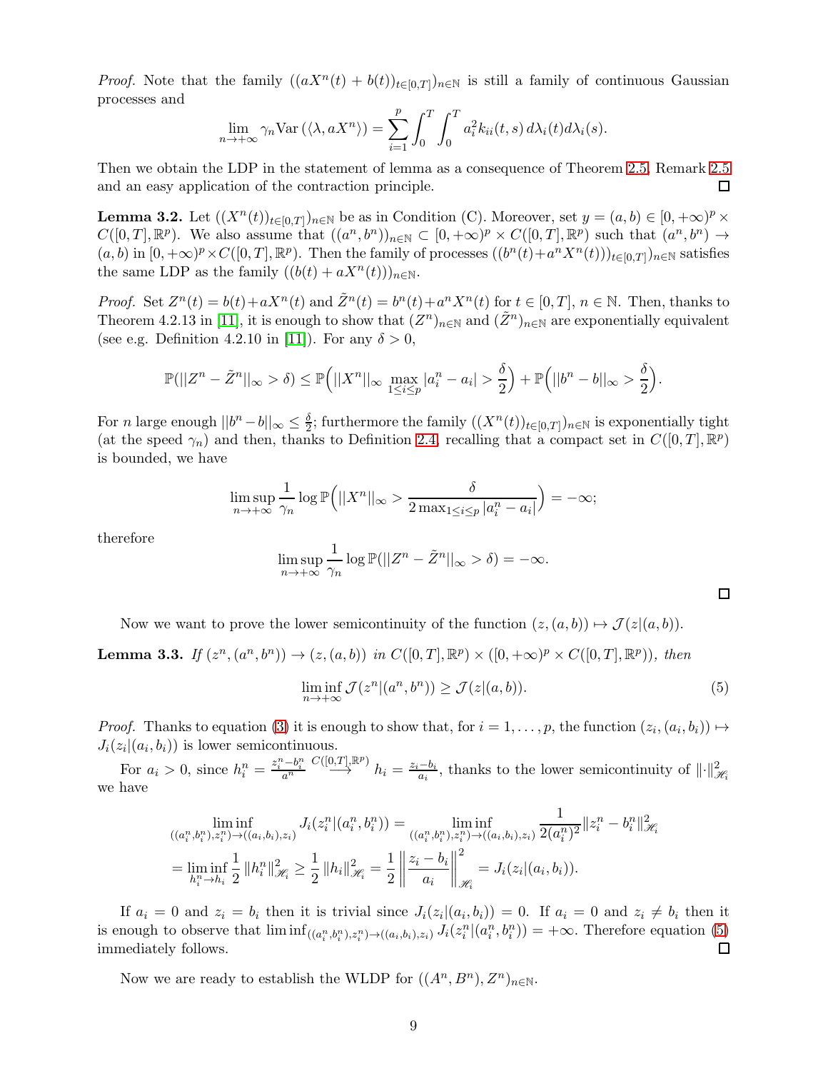*Proof.* Note that the family $((aX^n(t)+b(t))_{t\in[0,T]})_{n\in\mathbb{N}}$ is still a family of continuous Gaussian processes and

$$\lim_{n\to+\infty}\gamma_n \mathrm{Var}\left(\langle\lambda, aX^n\rangle\right)=\sum_{i=1}^p\int_0^T\int_0^T a_i^2 k_{ii}(t,s)\,d\lambda_i(t)d\lambda_i(s).$$

Then we obtain the LDP in the statement of lemma as a consequence of Theorem 2.5, Remark 2.5 and an easy application of the contraction principle. □

**Lemma 3.2.** Let $((X^n(t))_{t\in[0,T]})_{n\in\mathbb{N}}$ be as in Condition (C). Moreover, set $y=(a,b)\in[0,+\infty)^p\times C([0,T],\mathbb{R}^p)$. We also assume that $((a^n,b^n))_{n\in\mathbb{N}}\subset[0,+\infty)^p\times C([0,T],\mathbb{R}^p)$ such that $(a^n,b^n)\to(a,b)$ in $[0,+\infty)^p\times C([0,T],\mathbb{R}^p)$. Then the family of processes $((b^n(t)+a^nX^n(t)))_{t\in[0,T]})_{n\in\mathbb{N}}$ satisfies the same LDP as the family $((b(t)+aX^n(t)))_{n\in\mathbb{N}}$.

*Proof.* Set $Z^n(t)=b(t)+aX^n(t)$ and $\tilde{Z}^n(t)=b^n(t)+a^nX^n(t)$ for $t\in[0,T]$, $n\in\mathbb{N}$. Then, thanks to Theorem 4.2.13 in [11], it is enough to show that $(Z^n)_{n\in\mathbb{N}}$ and $(\tilde{Z}^n)_{n\in\mathbb{N}}$ are exponentially equivalent (see e.g. Definition 4.2.10 in [11]). For any $\delta>0$,

$$\mathbb{P}(||Z^n-\tilde{Z}^n||_\infty>\delta)\le\mathbb{P}\Big(||X^n||_\infty\max_{1\le i\le p}|a_i^n-a_i|>\frac{\delta}{2}\Big)+\mathbb{P}\Big(||b^n-b||_\infty>\frac{\delta}{2}\Big).$$

For $n$ large enough $||b^n-b||_\infty\le\frac{\delta}{2}$; furthermore the family $((X^n(t))_{t\in[0,T]})_{n\in\mathbb{N}}$ is exponentially tight (at the speed $\gamma_n$) and then, thanks to Definition 2.4, recalling that a compact set in $C([0,T],\mathbb{R}^p)$ is bounded, we have

$$\limsup_{n\to+\infty}\frac{1}{\gamma_n}\log\mathbb{P}\Big(||X^n||_\infty>\frac{\delta}{2\max_{1\le i\le p}|a_i^n-a_i|}\Big)=-\infty;$$

therefore

$$\limsup_{n\to+\infty}\frac{1}{\gamma_n}\log\mathbb{P}(||Z^n-\tilde{Z}^n||_\infty>\delta)=-\infty.$$

□

Now we want to prove the lower semicontinuity of the function $(z,(a,b))\mapsto\mathcal{J}(z|(a,b))$.

**Lemma 3.3.** *If $(z^n,(a^n,b^n))\to(z,(a,b))$ in $C([0,T],\mathbb{R}^p)\times([0,+\infty)^p\times C([0,T],\mathbb{R}^p))$, then*

$$\liminf_{n\to+\infty}\mathcal{J}(z^n|(a^n,b^n))\ge\mathcal{J}(z|(a,b)).\tag{5}$$

*Proof.* Thanks to equation (3) it is enough to show that, for $i=1,\ldots,p$, the function $(z_i,(a_i,b_i))\mapsto J_i(z_i|(a_i,b_i))$ is lower semicontinuous.

For $a_i>0$, since $h_i^n=\frac{z_i^n-b_i^n}{a^n}\overset{C([0,T],\mathbb{R}^p)}{\longrightarrow}h_i=\frac{z_i-b_i}{a_i}$, thanks to the lower semicontinuity of $\|\cdot\|^2_{\mathscr{H}_i}$ we have

$$\liminf_{((a_i^n,b_i^n),z_i^n)\to((a_i,b_i),z_i)}J_i(z_i^n|(a_i^n,b_i^n))=\liminf_{((a_i^n,b_i^n),z_i^n)\to((a_i,b_i),z_i)}\frac{1}{2(a_i^n)^2}\|z_i^n-b_i^n\|^2_{\mathscr{H}_i}$$
$$=\liminf_{h_i^n\to h_i}\frac{1}{2}\|h_i^n\|^2_{\mathscr{H}_i}\ge\frac{1}{2}\|h_i\|^2_{\mathscr{H}_i}=\frac{1}{2}\left\|\frac{z_i-b_i}{a_i}\right\|^2_{\mathscr{H}_i}=J_i(z_i|(a_i,b_i)).$$

If $a_i=0$ and $z_i=b_i$ then it is trivial since $J_i(z_i|(a_i,b_i))=0$. If $a_i=0$ and $z_i\neq b_i$ then it is enough to observe that $\liminf_{((a_i^n,b_i^n),z_i^n)\to((a_i,b_i),z_i)}J_i(z_i^n|(a_i^n,b_i^n))=+\infty$. Therefore equation (5) immediately follows. □

Now we are ready to establish the WLDP for $((A^n,B^n),Z^n)_{n\in\mathbb{N}}$.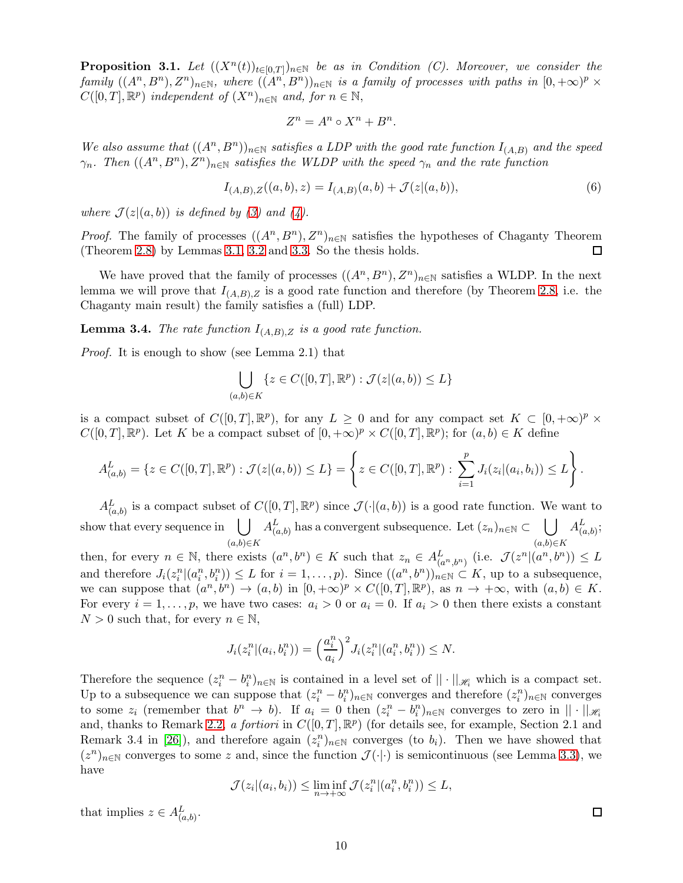**Proposition 3.1.** *Let $((X^n(t))_{t\in[0,T]})_{n\in\mathbb{N}}$ be as in Condition (C). Moreover, we consider the family $((A^n, B^n), Z^n)_{n\in\mathbb{N}}$, where $((A^n, B^n))_{n\in\mathbb{N}}$ is a family of processes with paths in $[0, +\infty)^p \times C([0, T], \mathbb{R}^p)$ independent of $(X^n)_{n\in\mathbb{N}}$ and, for $n \in \mathbb{N}$,*

$$Z^n = A^n \circ X^n + B^n.$$

*We also assume that $((A^n, B^n))_{n\in\mathbb{N}}$ satisfies a LDP with the good rate function $I_{(A,B)}$ and the speed $\gamma_n$. Then $((A^n, B^n), Z^n)_{n\in\mathbb{N}}$ satisfies the WLDP with the speed $\gamma_n$ and the rate function*

$$I_{(A,B),Z}((a, b), z) = I_{(A,B)}(a, b) + \mathcal{J}(z|(a, b)), \tag{6}$$

*where $\mathcal{J}(z|(a, b))$ is defined by (3) and (4).*

*Proof.* The family of processes $((A^n, B^n), Z^n)_{n\in\mathbb{N}}$ satisfies the hypotheses of Chaganty Theorem (Theorem 2.8) by Lemmas 3.1, 3.2 and 3.3. So the thesis holds. □

We have proved that the family of processes $((A^n, B^n), Z^n)_{n\in\mathbb{N}}$ satisfies a WLDP. In the next lemma we will prove that $I_{(A,B),Z}$ is a good rate function and therefore (by Theorem 2.8, i.e. the Chaganty main result) the family satisfies a (full) LDP.

**Lemma 3.4.** *The rate function $I_{(A,B),Z}$ is a good rate function.*

*Proof.* It is enough to show (see Lemma 2.1) that

$$\bigcup_{(a,b)\in K} \{z \in C([0, T], \mathbb{R}^p) : \mathcal{J}(z|(a, b)) \le L\}$$

is a compact subset of $C([0, T], \mathbb{R}^p)$, for any $L \ge 0$ and for any compact set $K \subset [0, +\infty)^p \times C([0, T], \mathbb{R}^p)$. Let $K$ be a compact subset of $[0, +\infty)^p \times C([0, T], \mathbb{R}^p)$; for $(a, b) \in K$ define

$$A^L_{(a,b)} = \{z \in C([0, T], \mathbb{R}^p) : \mathcal{J}(z|(a, b)) \le L\} = \left\{ z \in C([0, T], \mathbb{R}^p) : \sum_{i=1}^{p} J_i(z_i|(a_i, b_i)) \le L \right\}.$$

$A^L_{(a,b)}$ is a compact subset of $C([0, T], \mathbb{R}^p)$ since $\mathcal{J}(\cdot|(a, b))$ is a good rate function. We want to show that every sequence in $\bigcup_{(a,b)\in K} A^L_{(a,b)}$ has a convergent subsequence. Let $(z_n)_{n\in\mathbb{N}} \subset \bigcup_{(a,b)\in K} A^L_{(a,b)}$; then, for every $n \in \mathbb{N}$, there exists $(a^n, b^n) \in K$ such that $z_n \in A^L_{(a^n,b^n)}$ (i.e. $\mathcal{J}(z^n|(a^n, b^n)) \le L$ and therefore $J_i(z^n_i|(a^n_i, b^n_i)) \le L$ for $i = 1, \dots, p$). Since $((a^n, b^n))_{n\in\mathbb{N}} \subset K$, up to a subsequence, we can suppose that $(a^n, b^n) \to (a, b)$ in $[0, +\infty)^p \times C([0, T], \mathbb{R}^p)$, as $n \to +\infty$, with $(a, b) \in K$. For every $i = 1, \dots, p$, we have two cases: $a_i > 0$ or $a_i = 0$. If $a_i > 0$ then there exists a constant $N > 0$ such that, for every $n \in \mathbb{N}$,

$$J_i(z^n_i|(a_i, b^n_i)) = \left(\frac{a^n_i}{a_i}\right)^2 J_i(z^n_i|(a^n_i, b^n_i)) \le N.$$

Therefore the sequence $(z^n_i - b^n_i)_{n\in\mathbb{N}}$ is contained in a level set of $||\cdot||_{\mathscr{H}_i}$ which is a compact set. Up to a subsequence we can suppose that $(z^n_i - b^n_i)_{n\in\mathbb{N}}$ converges and therefore $(z^n_i)_{n\in\mathbb{N}}$ converges to some $z_i$ (remember that $b^n \to b$). If $a_i = 0$ then $(z^n_i - b^n_i)_{n\in\mathbb{N}}$ converges to zero in $||\cdot||_{\mathscr{H}_i}$ and, thanks to Remark 2.2, *a fortiori* in $C([0, T], \mathbb{R}^p)$ (for details see, for example, Section 2.1 and Remark 3.4 in [26]), and therefore again $(z^n_i)_{n\in\mathbb{N}}$ converges (to $b_i$). Then we have showed that $(z^n)_{n\in\mathbb{N}}$ converges to some $z$ and, since the function $\mathcal{J}(\cdot|\cdot)$ is semicontinuous (see Lemma 3.3), we have

$$\mathcal{J}(z_i|(a_i, b_i)) \le \liminf_{n\to+\infty} \mathcal{J}(z^n_i|(a^n_i, b^n_i)) \le L,$$

that implies $z \in A^L_{(a,b)}$. □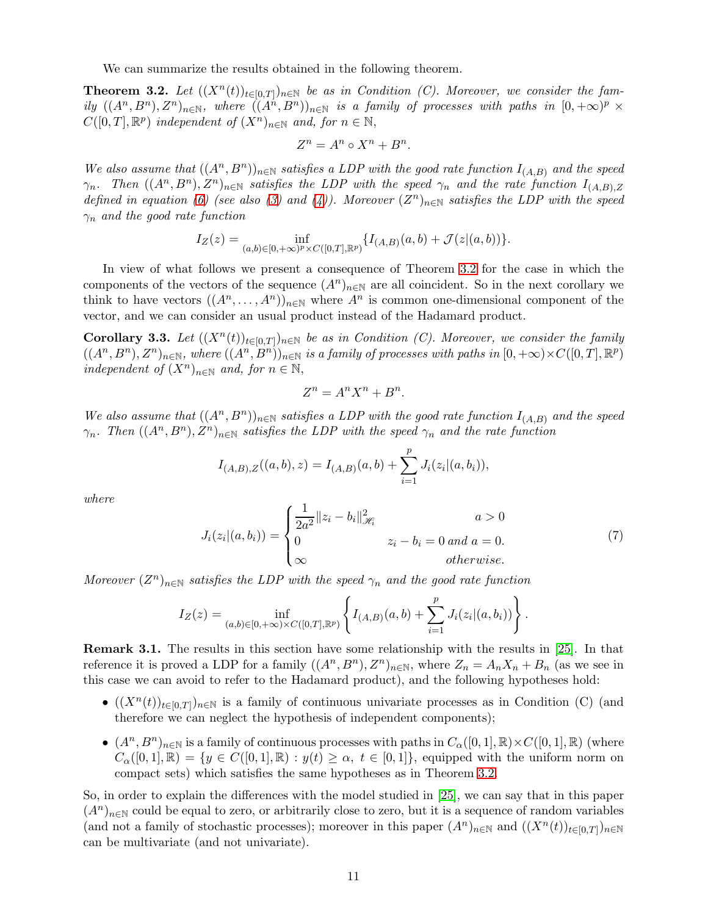We can summarize the results obtained in the following theorem.

**Theorem 3.2.** *Let $((X^n(t))_{t\in[0,T]})_{n\in\mathbb{N}}$ be as in Condition (C). Moreover, we consider the family $((A^n,B^n),Z^n)_{n\in\mathbb{N}}$, where $((A^n,B^n))_{n\in\mathbb{N}}$ is a family of processes with paths in $[0,+\infty)^p \times C([0,T],\mathbb{R}^p)$ independent of $(X^n)_{n\in\mathbb{N}}$ and, for $n\in\mathbb{N}$,*

$$Z^n = A^n \circ X^n + B^n.$$

*We also assume that $((A^n,B^n))_{n\in\mathbb{N}}$ satisfies a LDP with the good rate function $I_{(A,B)}$ and the speed $\gamma_n$. Then $((A^n,B^n),Z^n)_{n\in\mathbb{N}}$ satisfies the LDP with the speed $\gamma_n$ and the rate function $I_{(A,B),Z}$ defined in equation (6) (see also (3) and (4)). Moreover $(Z^n)_{n\in\mathbb{N}}$ satisfies the LDP with the speed $\gamma_n$ and the good rate function*

$$I_Z(z) = \inf_{(a,b)\in[0,+\infty)^p\times C([0,T],\mathbb{R}^p)} \{I_{(A,B)}(a,b) + \mathcal{J}(z|(a,b))\}.$$

In view of what follows we present a consequence of Theorem 3.2 for the case in which the components of the vectors of the sequence $(A^n)_{n\in\mathbb{N}}$ are all coincident. So in the next corollary we think to have vectors $((A^n,\dots,A^n))_{n\in\mathbb{N}}$ where $A^n$ is common one-dimensional component of the vector, and we can consider an usual product instead of the Hadamard product.

**Corollary 3.3.** *Let $((X^n(t))_{t\in[0,T]})_{n\in\mathbb{N}}$ be as in Condition (C). Moreover, we consider the family $((A^n,B^n),Z^n)_{n\in\mathbb{N}}$, where $((A^n,B^n))_{n\in\mathbb{N}}$ is a family of processes with paths in $[0,+\infty)\times C([0,T],\mathbb{R}^p)$ independent of $(X^n)_{n\in\mathbb{N}}$ and, for $n\in\mathbb{N}$,*

$$Z^n = A^n X^n + B^n.$$

*We also assume that $((A^n,B^n))_{n\in\mathbb{N}}$ satisfies a LDP with the good rate function $I_{(A,B)}$ and the speed $\gamma_n$. Then $((A^n,B^n),Z^n)_{n\in\mathbb{N}}$ satisfies the LDP with the speed $\gamma_n$ and the rate function*

$$I_{(A,B),Z}((a,b),z) = I_{(A,B)}(a,b) + \sum_{i=1}^p J_i(z_i|(a,b_i)),$$

*where*

$$J_i(z_i|(a,b_i)) = \begin{cases} \dfrac{1}{2a^2}\|z_i-b_i\|^2_{\mathscr{H}_i} & a>0 \\ 0 & z_i-b_i=0 \text{ and } a=0. \\ \infty & \text{otherwise.} \end{cases} \tag{7}$$

*Moreover $(Z^n)_{n\in\mathbb{N}}$ satisfies the LDP with the speed $\gamma_n$ and the good rate function*

$$I_Z(z) = \inf_{(a,b)\in[0,+\infty)\times C([0,T],\mathbb{R}^p)} \left\{ I_{(A,B)}(a,b) + \sum_{i=1}^p J_i(z_i|(a,b_i)) \right\}.$$

**Remark 3.1.** The results in this section have some relationship with the results in [25]. In that reference it is proved a LDP for a family $((A^n,B^n),Z^n)_{n\in\mathbb{N}}$, where $Z_n = A_nX_n + B_n$ (as we see in this case we can avoid to refer to the Hadamard product), and the following hypotheses hold:

- $((X^n(t))_{t\in[0,T]})_{n\in\mathbb{N}}$ is a family of continuous univariate processes as in Condition (C) (and therefore we can neglect the hypothesis of independent components);
- $(A^n,B^n)_{n\in\mathbb{N}}$ is a family of continuous processes with paths in $C_\alpha([0,1],\mathbb{R})\times C([0,1],\mathbb{R})$ (where $C_\alpha([0,1],\mathbb{R}) = \{y\in C([0,1],\mathbb{R}) : y(t)\geq\alpha,\ t\in[0,1]\}$, equipped with the uniform norm on compact sets) which satisfies the same hypotheses as in Theorem 3.2.

So, in order to explain the differences with the model studied in [25], we can say that in this paper $(A^n)_{n\in\mathbb{N}}$ could be equal to zero, or arbitrarily close to zero, but it is a sequence of random variables (and not a family of stochastic processes); moreover in this paper $(A^n)_{n\in\mathbb{N}}$ and $((X^n(t))_{t\in[0,T]})_{n\in\mathbb{N}}$ can be multivariate (and not univariate).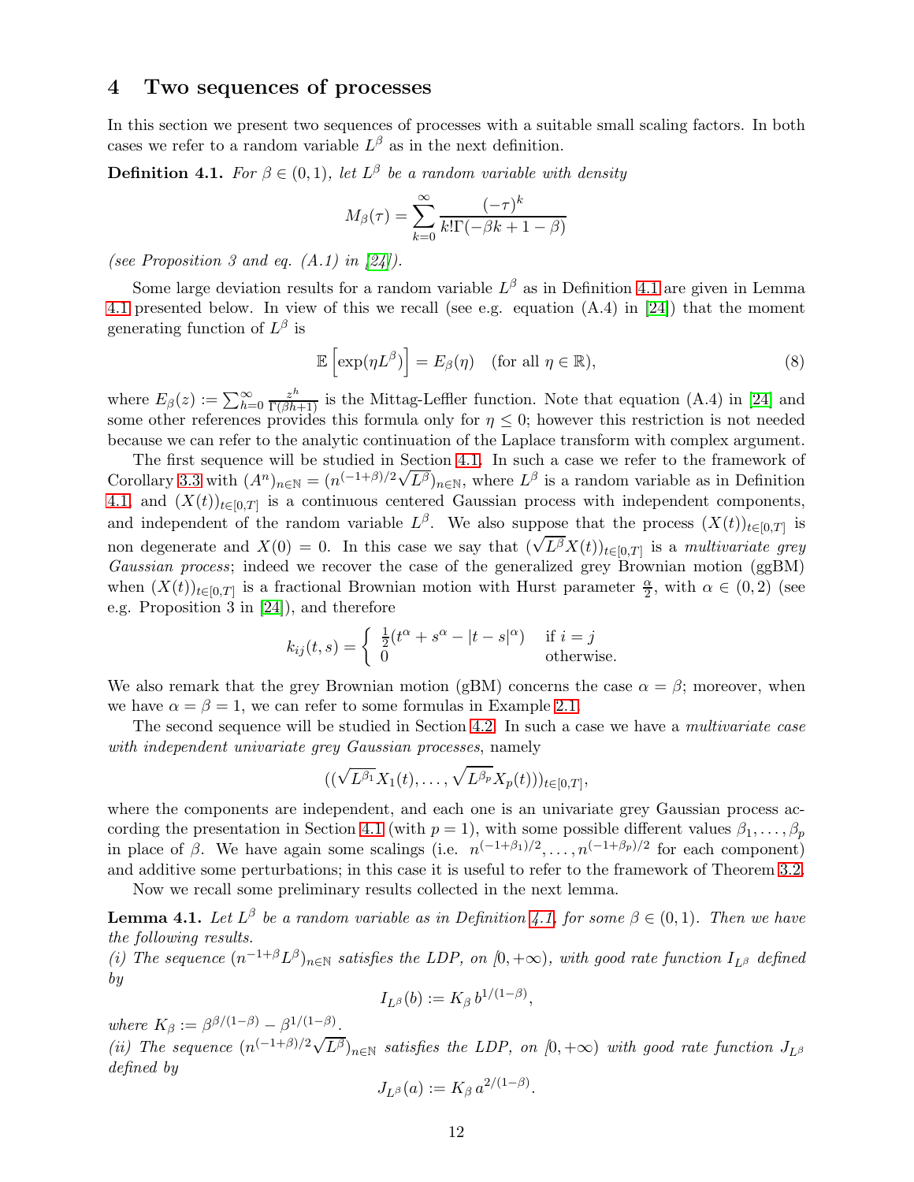## 4 Two sequences of processes

In this section we present two sequences of processes with a suitable small scaling factors. In both cases we refer to a random variable $L^\beta$ as in the next definition.

**Definition 4.1.** *For $\beta \in (0,1)$, let $L^\beta$ be a random variable with density*

$$M_\beta(\tau) = \sum_{k=0}^{\infty} \frac{(-\tau)^k}{k!\Gamma(-\beta k + 1 - \beta)}$$

*(see Proposition 3 and eq. (A.1) in [24]).*

Some large deviation results for a random variable $L^\beta$ as in Definition 4.1 are given in Lemma 4.1 presented below. In view of this we recall (see e.g. equation (A.4) in [24]) that the moment generating function of $L^\beta$ is

$$\mathbb{E}\left[\exp(\eta L^\beta)\right] = E_\beta(\eta) \quad (\text{for all } \eta \in \mathbb{R}), \tag{8}$$

where $E_\beta(z) := \sum_{h=0}^{\infty} \frac{z^h}{\Gamma(\beta h+1)}$ is the Mittag-Leffler function. Note that equation (A.4) in [24] and some other references provides this formula only for $\eta \leq 0$; however this restriction is not needed because we can refer to the analytic continuation of the Laplace transform with complex argument.

The first sequence will be studied in Section 4.1. In such a case we refer to the framework of Corollary 3.3 with $(A^n)_{n\in\mathbb{N}} = (n^{(-1+\beta)/2}\sqrt{L^\beta})_{n\in\mathbb{N}}$, where $L^\beta$ is a random variable as in Definition 4.1, and $(X(t))_{t\in[0,T]}$ is a continuous centered Gaussian process with independent components, and independent of the random variable $L^\beta$. We also suppose that the process $(X(t))_{t\in[0,T]}$ is non degenerate and $X(0) = 0$. In this case we say that $(\sqrt{L^\beta}X(t))_{t\in[0,T]}$ is a *multivariate grey Gaussian process*; indeed we recover the case of the generalized grey Brownian motion (ggBM) when $(X(t))_{t\in[0,T]}$ is a fractional Brownian motion with Hurst parameter $\frac{\alpha}{2}$, with $\alpha \in (0,2)$ (see e.g. Proposition 3 in [24]), and therefore

$$k_{ij}(t,s) = \begin{cases} \frac{1}{2}(t^\alpha + s^\alpha - |t-s|^\alpha) & \text{if } i = j \\ 0 & \text{otherwise.} \end{cases}$$

We also remark that the grey Brownian motion (gBM) concerns the case $\alpha = \beta$; moreover, when we have $\alpha = \beta = 1$, we can refer to some formulas in Example 2.1.

The second sequence will be studied in Section 4.2. In such a case we have a *multivariate case with independent univariate grey Gaussian processes*, namely

$$((\sqrt{L^{\beta_1}}X_1(t), \ldots, \sqrt{L^{\beta_p}}X_p(t)))_{t\in[0,T]},$$

where the components are independent, and each one is an univariate grey Gaussian process according the presentation in Section 4.1 (with $p = 1$), with some possible different values $\beta_1, \ldots, \beta_p$ in place of $\beta$. We have again some scalings (i.e. $n^{(-1+\beta_1)/2}, \ldots, n^{(-1+\beta_p)/2}$ for each component) and additive some perturbations; in this case it is useful to refer to the framework of Theorem 3.2.

Now we recall some preliminary results collected in the next lemma.

**Lemma 4.1.** *Let $L^\beta$ be a random variable as in Definition 4.1, for some $\beta \in (0,1)$. Then we have the following results.*
*(i) The sequence $(n^{-1+\beta}L^\beta)_{n\in\mathbb{N}}$ satisfies the LDP, on $[0,+\infty)$, with good rate function $I_{L^\beta}$ defined by*

$$I_{L^\beta}(b) := K_\beta\, b^{1/(1-\beta)},$$

*where $K_\beta := \beta^{\beta/(1-\beta)} - \beta^{1/(1-\beta)}$.*
*(ii) The sequence $(n^{(-1+\beta)/2}\sqrt{L^\beta})_{n\in\mathbb{N}}$ satisfies the LDP, on $[0,+\infty)$ with good rate function $J_{L^\beta}$ defined by*

$$J_{L^\beta}(a) := K_\beta\, a^{2/(1-\beta)}.$$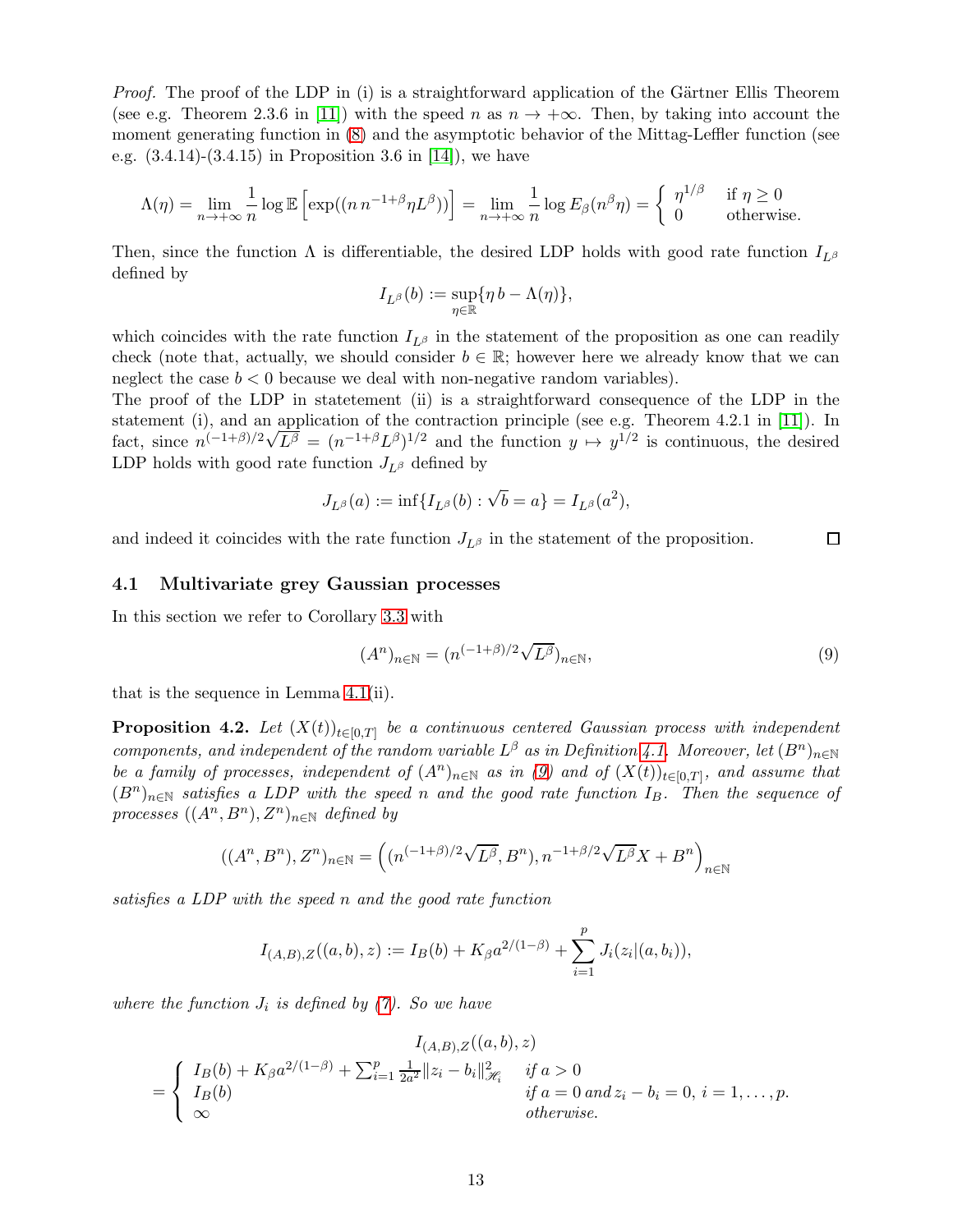*Proof.* The proof of the LDP in (i) is a straightforward application of the Gärtner Ellis Theorem (see e.g. Theorem 2.3.6 in [11]) with the speed $n$ as $n \to +\infty$. Then, by taking into account the moment generating function in (8) and the asymptotic behavior of the Mittag-Leffler function (see e.g. (3.4.14)-(3.4.15) in Proposition 3.6 in [14]), we have

$$\Lambda(\eta) = \lim_{n\to+\infty} \frac{1}{n} \log \mathbb{E}\left[\exp((n\, n^{-1+\beta}\eta L^\beta))\right] = \lim_{n\to+\infty} \frac{1}{n} \log E_\beta(n^\beta \eta) = \begin{cases} \eta^{1/\beta} & \text{if } \eta \geq 0 \\ 0 & \text{otherwise.} \end{cases}$$

Then, since the function $\Lambda$ is differentiable, the desired LDP holds with good rate function $I_{L^\beta}$ defined by

$$I_{L^\beta}(b) := \sup_{\eta\in\mathbb{R}} \{\eta\, b - \Lambda(\eta)\},$$

which coincides with the rate function $I_{L^\beta}$ in the statement of the proposition as one can readily check (note that, actually, we should consider $b \in \mathbb{R}$; however here we already know that we can neglect the case $b < 0$ because we deal with non-negative random variables).
The proof of the LDP in statetement (ii) is a straightforward consequence of the LDP in the statement (i), and an application of the contraction principle (see e.g. Theorem 4.2.1 in [11]). In fact, since $n^{(-1+\beta)/2}\sqrt{L^\beta} = (n^{-1+\beta}L^\beta)^{1/2}$ and the function $y \mapsto y^{1/2}$ is continuous, the desired LDP holds with good rate function $J_{L^\beta}$ defined by

$$J_{L^\beta}(a) := \inf\{I_{L^\beta}(b) : \sqrt{b} = a\} = I_{L^\beta}(a^2),$$

and indeed it coincides with the rate function $J_{L^\beta}$ in the statement of the proposition. $\square$

## 4.1 Multivariate grey Gaussian processes

In this section we refer to Corollary 3.3 with

$$(A^n)_{n\in\mathbb{N}} = (n^{(-1+\beta)/2}\sqrt{L^\beta})_{n\in\mathbb{N}}, \tag{9}$$

that is the sequence in Lemma 4.1(ii).

**Proposition 4.2.** *Let $(X(t))_{t\in[0,T]}$ be a continuous centered Gaussian process with independent components, and independent of the random variable $L^\beta$ as in Definition 4.1. Moreover, let $(B^n)_{n\in\mathbb{N}}$ be a family of processes, independent of $(A^n)_{n\in\mathbb{N}}$ as in (9) and of $(X(t))_{t\in[0,T]}$, and assume that $(B^n)_{n\in\mathbb{N}}$ satisfies a LDP with the speed $n$ and the good rate function $I_B$. Then the sequence of processes $((A^n, B^n), Z^n)_{n\in\mathbb{N}}$ defined by*

$$((A^n, B^n), Z^n)_{n\in\mathbb{N}} = \left((n^{(-1+\beta)/2}\sqrt{L^\beta}, B^n), n^{-1+\beta/2}\sqrt{L^\beta}X + B^n\right)_{n\in\mathbb{N}}$$

*satisfies a LDP with the speed $n$ and the good rate function*

$$I_{(A,B),Z}((a,b),z) := I_B(b) + K_\beta a^{2/(1-\beta)} + \sum_{i=1}^{p} J_i(z_i|(a,b_i)),$$

*where the function $J_i$ is defined by (7). So we have*

$$I_{(A,B),Z}((a,b),z)$$
$$= \begin{cases} I_B(b) + K_\beta a^{2/(1-\beta)} + \sum_{i=1}^{p} \frac{1}{2a^2}\|z_i - b_i\|^2_{\mathscr{H}_i} & \text{if } a > 0 \\ I_B(b) & \text{if } a = 0 \text{ and } z_i - b_i = 0,\ i = 1,\dots,p. \\ \infty & \text{otherwise.} \end{cases}$$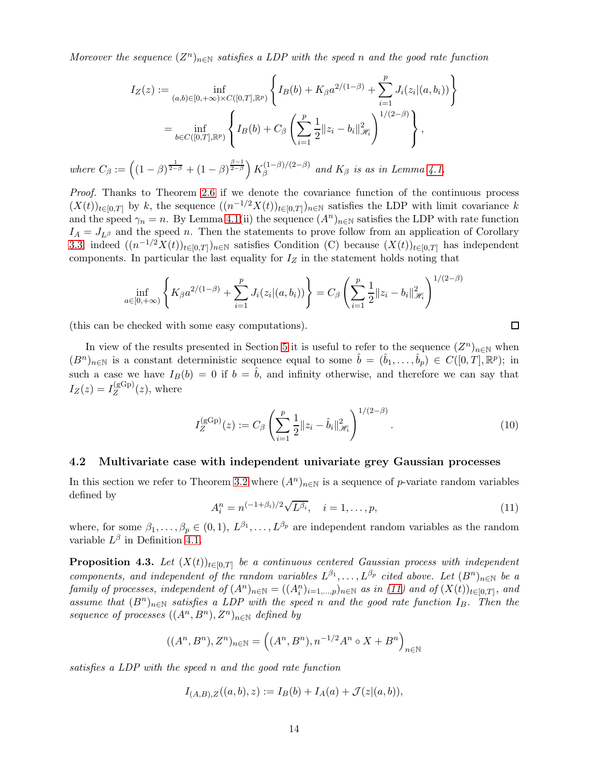*Moreover the sequence $(Z^n)_{n\in\mathbb{N}}$ satisfies a LDP with the speed $n$ and the good rate function*

$$
\begin{aligned}
I_Z(z) &:= \inf_{(a,b)\in[0,+\infty)\times C([0,T],\mathbb{R}^p)} \left\{ I_B(b) + K_\beta a^{2/(1-\beta)} + \sum_{i=1}^p J_i(z_i|(a,b_i)) \right\} \\
&= \inf_{b\in C([0,T],\mathbb{R}^p)} \left\{ I_B(b) + C_\beta \left( \sum_{i=1}^p \frac{1}{2}\|z_i - b_i\|^2_{\mathscr{H}_i} \right)^{1/(2-\beta)} \right\},
\end{aligned}
$$

*where $C_\beta := \left((1-\beta)^{\frac{1}{2-\beta}} + (1-\beta)^{\frac{\beta-1}{2-\beta}}\right) K_\beta^{(1-\beta)/(2-\beta)}$ and $K_\beta$ is as in Lemma 4.1.*

*Proof.* Thanks to Theorem 2.6 if we denote the covariance function of the continuous process $(X(t))_{t\in[0,T]}$ by $k$, the sequence $((n^{-1/2}X(t))_{t\in[0,T]})_{n\in\mathbb{N}}$ satisfies the LDP with limit covariance $k$ and the speed $\gamma_n = n$. By Lemma 4.1(ii) the sequence $(A^n)_{n\in\mathbb{N}}$ satisfies the LDP with rate function $I_A = J_{L^\beta}$ and the speed $n$. Then the statements to prove follow from an application of Corollary 3.3; indeed $((n^{-1/2}X(t))_{t\in[0,T]})_{n\in\mathbb{N}}$ satisfies Condition (C) because $(X(t))_{t\in[0,T]}$ has independent components. In particular the last equality for $I_Z$ in the statement holds noting that

$$
\inf_{a\in[0,+\infty)} \left\{ K_\beta a^{2/(1-\beta)} + \sum_{i=1}^p J_i(z_i|(a,b_i)) \right\} = C_\beta \left( \sum_{i=1}^p \frac{1}{2}\|z_i - b_i\|^2_{\mathscr{H}_i} \right)^{1/(2-\beta)}
$$

(this can be checked with some easy computations). □

In view of the results presented in Section 5 it is useful to refer to the sequence $(Z^n)_{n\in\mathbb{N}}$ when $(B^n)_{n\in\mathbb{N}}$ is a constant deterministic sequence equal to some $\hat{b} = (\hat{b}_1,\ldots,\hat{b}_p) \in C([0,T],\mathbb{R}^p)$; in such a case we have $I_B(b) = 0$ if $b = \hat{b}$, and infinity otherwise, and therefore we can say that $I_Z(z) = I_Z^{(\mathrm{gGp})}(z)$, where

$$
I_Z^{(\mathrm{gGp})}(z) := C_\beta \left( \sum_{i=1}^p \frac{1}{2}\|z_i - \hat{b}_i\|^2_{\mathscr{H}_i} \right)^{1/(2-\beta)}. \tag{10}
$$

### 4.2 Multivariate case with independent univariate grey Gaussian processes

In this section we refer to Theorem 3.2 where $(A^n)_{n\in\mathbb{N}}$ is a sequence of $p$-variate random variables defined by

$$
A_i^n = n^{(-1+\beta_i)/2}\sqrt{L^{\beta_i}}, \quad i = 1,\ldots,p, \tag{11}
$$

where, for some $\beta_1,\ldots,\beta_p \in (0,1)$, $L^{\beta_1},\ldots,L^{\beta_p}$ are independent random variables as the random variable $L^\beta$ in Definition 4.1.

**Proposition 4.3.** *Let $(X(t))_{t\in[0,T]}$ be a continuous centered Gaussian process with independent components, and independent of the random variables $L^{\beta_1},\ldots,L^{\beta_p}$ cited above. Let $(B^n)_{n\in\mathbb{N}}$ be a family of processes, independent of $(A^n)_{n\in\mathbb{N}} = ((A_i^n)_{i=1,\ldots,p})_{n\in\mathbb{N}}$ as in (11) and of $(X(t))_{t\in[0,T]}$, and assume that $(B^n)_{n\in\mathbb{N}}$ satisfies a LDP with the speed $n$ and the good rate function $I_B$. Then the sequence of processes $((A^n, B^n), Z^n)_{n\in\mathbb{N}}$ defined by*

$$
((A^n, B^n), Z^n)_{n\in\mathbb{N}} = \left((A^n, B^n), n^{-1/2}A^n \circ X + B^n\right)_{n\in\mathbb{N}}
$$

*satisfies a LDP with the speed $n$ and the good rate function*

$$
I_{(A,B),Z}((a,b),z) := I_B(b) + I_A(a) + \mathcal{J}(z|(a,b)),
$$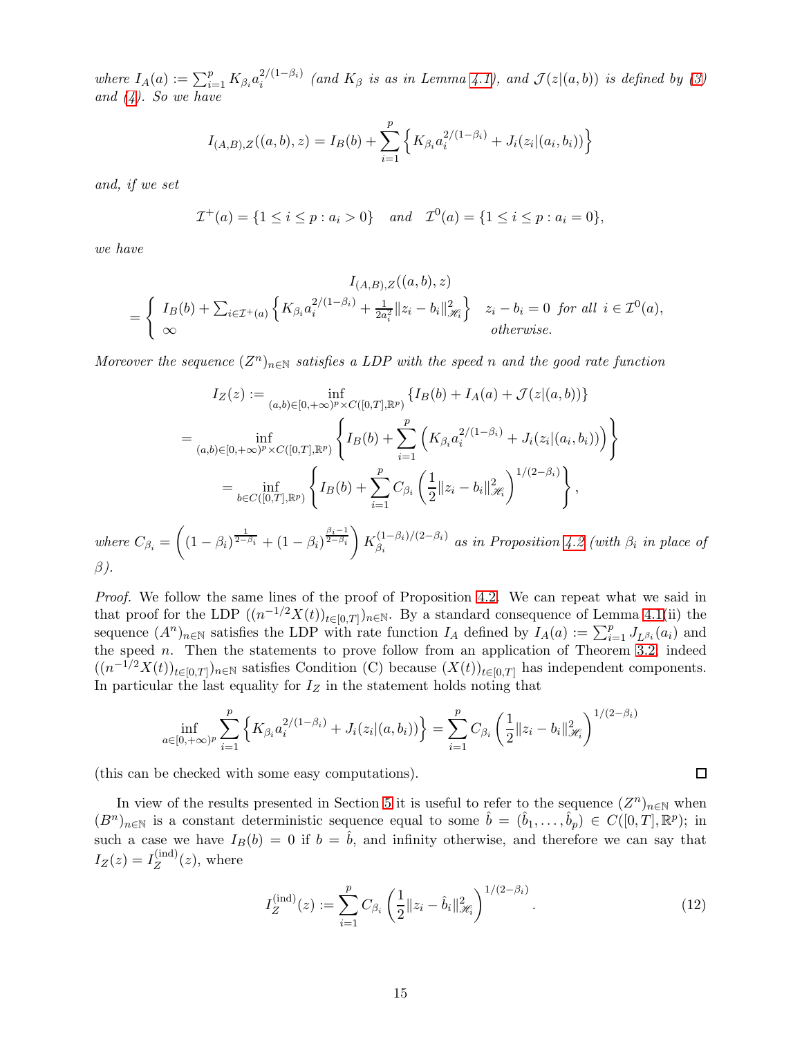*where* $I_A(a) := \sum_{i=1}^p K_{\beta_i} a_i^{2/(1-\beta_i)}$ *(and* $K_\beta$ *is as in Lemma 4.1), and* $\mathcal{J}(z|(a,b))$ *is defined by (3) and (4). So we have*

$$I_{(A,B),Z}((a,b),z) = I_B(b) + \sum_{i=1}^p \left\{ K_{\beta_i} a_i^{2/(1-\beta_i)} + J_i(z_i|(a_i,b_i)) \right\}$$

*and, if we set*

$$\mathcal{I}^+(a) = \{1 \le i \le p : a_i > 0\} \quad \text{and} \quad \mathcal{I}^0(a) = \{1 \le i \le p : a_i = 0\},$$

*we have*

$$I_{(A,B),Z}((a,b),z)$$
$$= \begin{cases} I_B(b) + \sum_{i \in \mathcal{I}^+(a)} \left\{ K_{\beta_i} a_i^{2/(1-\beta_i)} + \frac{1}{2a_i^2} \|z_i - b_i\|_{\mathscr{H}_i}^2 \right\} & z_i - b_i = 0 \text{ for all } i \in \mathcal{I}^0(a), \\ \infty & \text{otherwise.} \end{cases}$$

*Moreover the sequence* $(Z^n)_{n\in\mathbb{N}}$ *satisfies a LDP with the speed* $n$ *and the good rate function*

$$\begin{aligned} I_Z(z) &:= \inf_{(a,b)\in[0,+\infty)^p \times C([0,T],\mathbb{R}^p)} \{I_B(b) + I_A(a) + \mathcal{J}(z|(a,b))\} \\ &= \inf_{(a,b)\in[0,+\infty)^p \times C([0,T],\mathbb{R}^p)} \left\{ I_B(b) + \sum_{i=1}^p \left( K_{\beta_i} a_i^{2/(1-\beta_i)} + J_i(z_i|(a_i,b_i)) \right) \right\} \\ &= \inf_{b \in C([0,T],\mathbb{R}^p)} \left\{ I_B(b) + \sum_{i=1}^p C_{\beta_i} \left( \frac{1}{2} \|z_i - b_i\|_{\mathscr{H}_i}^2 \right)^{1/(2-\beta_i)} \right\}, \end{aligned}$$

*where* $C_{\beta_i} = \left( (1-\beta_i)^{\frac{1}{2-\beta_i}} + (1-\beta_i)^{\frac{\beta_i - 1}{2-\beta_i}} \right) K_{\beta_i}^{(1-\beta_i)/(2-\beta_i)}$ *as in Proposition 4.2 (with* $\beta_i$ *in place of* $\beta$*).*

*Proof.* We follow the same lines of the proof of Proposition 4.2. We can repeat what we said in that proof for the LDP $((n^{-1/2}X(t))_{t\in[0,T]})_{n\in\mathbb{N}}$. By a standard consequence of Lemma 4.1(ii) the sequence $(A^n)_{n\in\mathbb{N}}$ satisfies the LDP with rate function $I_A$ defined by $I_A(a) := \sum_{i=1}^p J_{L^{\beta_i}}(a_i)$ and the speed $n$. Then the statements to prove follow from an application of Theorem 3.2: indeed $((n^{-1/2}X(t))_{t\in[0,T]})_{n\in\mathbb{N}}$ satisfies Condition (C) because $(X(t))_{t\in[0,T]}$ has independent components. In particular the last equality for $I_Z$ in the statement holds noting that

$$\inf_{a\in[0,+\infty)^p} \sum_{i=1}^p \left\{ K_{\beta_i} a_i^{2/(1-\beta_i)} + J_i(z_i|(a,b_i)) \right\} = \sum_{i=1}^p C_{\beta_i} \left( \frac{1}{2} \|z_i - b_i\|_{\mathscr{H}_i}^2 \right)^{1/(2-\beta_i)}$$

(this can be checked with some easy computations). □

In view of the results presented in Section 5 it is useful to refer to the sequence $(Z^n)_{n\in\mathbb{N}}$ when $(B^n)_{n\in\mathbb{N}}$ is a constant deterministic sequence equal to some $\hat{b} = (\hat{b}_1, \dots, \hat{b}_p) \in C([0,T],\mathbb{R}^p)$; in such a case we have $I_B(b) = 0$ if $b = \hat{b}$, and infinity otherwise, and therefore we can say that $I_Z(z) = I_Z^{(\text{ind})}(z)$, where

$$I_Z^{(\text{ind})}(z) := \sum_{i=1}^p C_{\beta_i} \left( \frac{1}{2} \|z_i - \hat{b}_i\|_{\mathscr{H}_i}^2 \right)^{1/(2-\beta_i)}. \tag{12}$$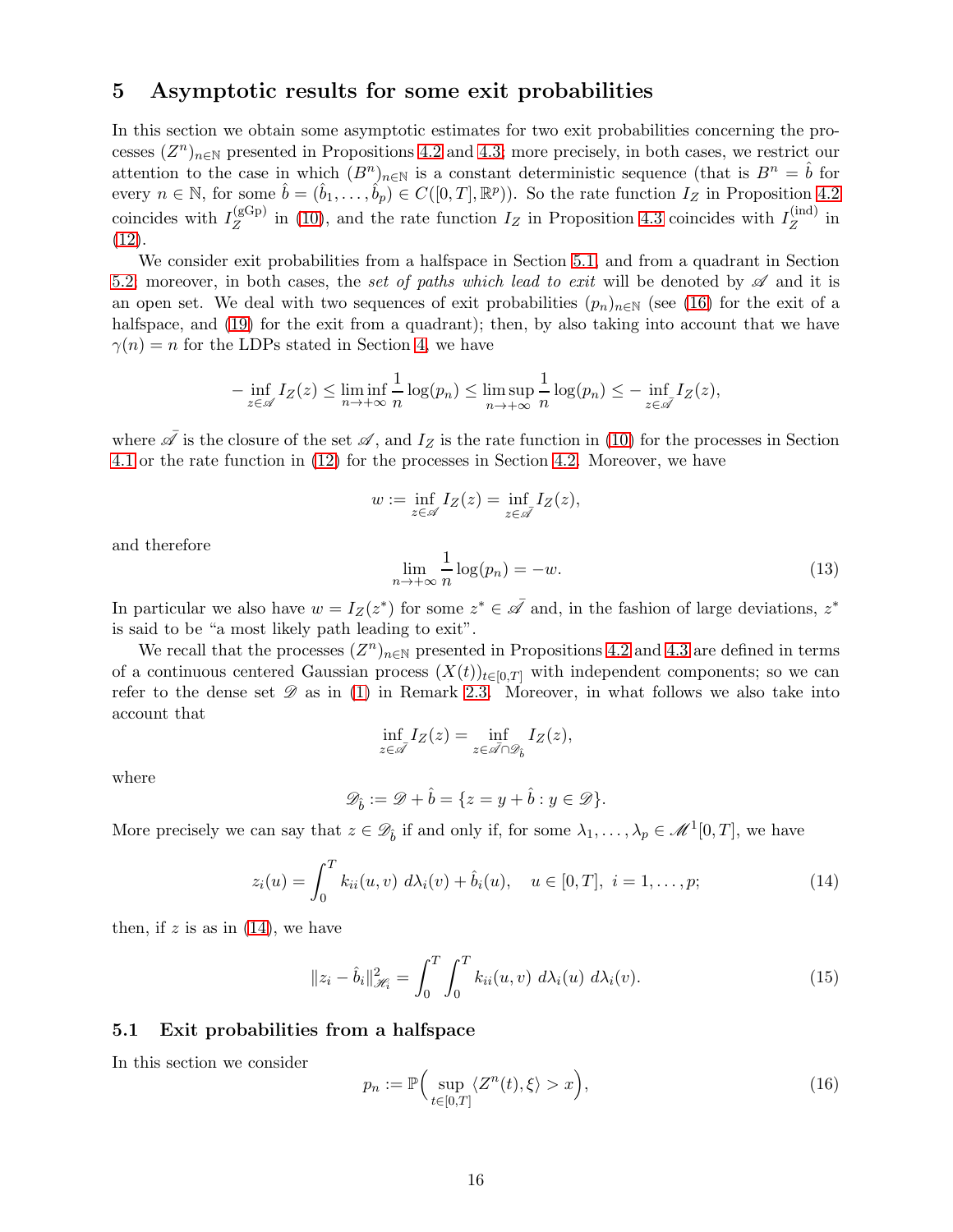# 5 Asymptotic results for some exit probabilities

In this section we obtain some asymptotic estimates for two exit probabilities concerning the processes $(Z^n)_{n\in\mathbb{N}}$ presented in Propositions 4.2 and 4.3; more precisely, in both cases, we restrict our attention to the case in which $(B^n)_{n\in\mathbb{N}}$ is a constant deterministic sequence (that is $B^n = \hat{b}$ for every $n \in \mathbb{N}$, for some $\hat{b} = (\hat{b}_1, \ldots, \hat{b}_p) \in C([0,T], \mathbb{R}^p)$). So the rate function $I_Z$ in Proposition 4.2 coincides with $I_Z^{(\mathrm{gGp})}$ in (10), and the rate function $I_Z$ in Proposition 4.3 coincides with $I_Z^{(\mathrm{ind})}$ in (12).

We consider exit probabilities from a halfspace in Section 5.1, and from a quadrant in Section 5.2; moreover, in both cases, the *set of paths which lead to exit* will be denoted by $\mathscr{A}$ and it is an open set. We deal with two sequences of exit probabilities $(p_n)_{n\in\mathbb{N}}$ (see (16) for the exit of a halfspace, and (19) for the exit from a quadrant); then, by also taking into account that we have $\gamma(n) = n$ for the LDPs stated in Section 4, we have

$$-\inf_{z\in\mathscr{A}} I_Z(z) \leq \liminf_{n\to+\infty} \frac{1}{n}\log(p_n) \leq \limsup_{n\to+\infty} \frac{1}{n}\log(p_n) \leq -\inf_{z\in\bar{\mathscr{A}}} I_Z(z),$$

where $\bar{\mathscr{A}}$ is the closure of the set $\mathscr{A}$, and $I_Z$ is the rate function in (10) for the processes in Section 4.1 or the rate function in (12) for the processes in Section 4.2. Moreover, we have

$$w := \inf_{z\in\mathscr{A}} I_Z(z) = \inf_{z\in\bar{\mathscr{A}}} I_Z(z),$$

and therefore

$$\lim_{n\to+\infty} \frac{1}{n}\log(p_n) = -w. \tag{13}$$

In particular we also have $w = I_Z(z^*)$ for some $z^* \in \bar{\mathscr{A}}$ and, in the fashion of large deviations, $z^*$ is said to be "a most likely path leading to exit".

We recall that the processes $(Z^n)_{n\in\mathbb{N}}$ presented in Propositions 4.2 and 4.3 are defined in terms of a continuous centered Gaussian process $(X(t))_{t\in[0,T]}$ with independent components; so we can refer to the dense set $\mathscr{D}$ as in (1) in Remark 2.3. Moreover, in what follows we also take into account that

$$\inf_{z\in\bar{\mathscr{A}}} I_Z(z) = \inf_{z\in\bar{\mathscr{A}}\cap\mathscr{D}_{\hat{b}}} I_Z(z),$$

where

$$\mathscr{D}_{\hat{b}} := \mathscr{D} + \hat{b} = \{z = y + \hat{b} : y \in \mathscr{D}\}.$$

More precisely we can say that $z \in \mathscr{D}_{\hat{b}}$ if and only if, for some $\lambda_1, \ldots, \lambda_p \in \mathscr{M}^1[0,T]$, we have

$$z_i(u) = \int_0^T k_{ii}(u,v)\, d\lambda_i(v) + \hat{b}_i(u), \quad u \in [0,T],\ i = 1, \ldots, p; \tag{14}$$

then, if $z$ is as in (14), we have

$$\|z_i - \hat{b}_i\|^2_{\mathscr{H}_i} = \int_0^T \int_0^T k_{ii}(u,v)\, d\lambda_i(u)\, d\lambda_i(v). \tag{15}$$

## 5.1 Exit probabilities from a halfspace

In this section we consider

$$p_n := \mathbb{P}\Big(\sup_{t\in[0,T]} \langle Z^n(t), \xi\rangle > x\Big), \tag{16}$$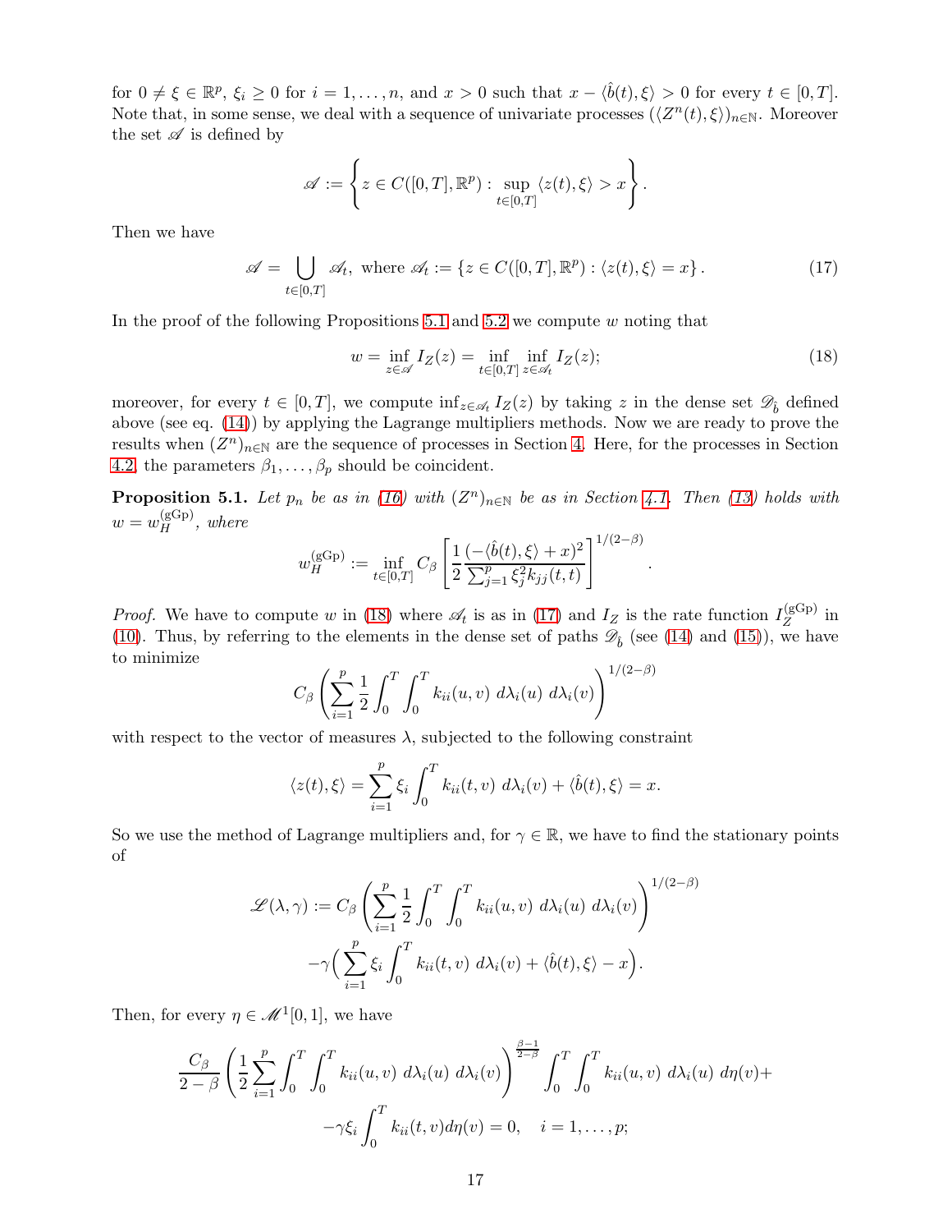for $0 \neq \xi \in \mathbb{R}^p$, $\xi_i \geq 0$ for $i = 1, \ldots, n$, and $x > 0$ such that $x - \langle \hat{b}(t), \xi \rangle > 0$ for every $t \in [0, T]$. Note that, in some sense, we deal with a sequence of univariate processes $(\langle Z^n(t), \xi \rangle)_{n \in \mathbb{N}}$. Moreover the set $\mathscr{A}$ is defined by

$$\mathscr{A} := \left\{ z \in C([0,T], \mathbb{R}^p) : \sup_{t \in [0,T]} \langle z(t), \xi \rangle > x \right\}.$$

Then we have

$$\mathscr{A} = \bigcup_{t \in [0,T]} \mathscr{A}_t, \text{ where } \mathscr{A}_t := \{ z \in C([0,T], \mathbb{R}^p) : \langle z(t), \xi \rangle = x \}. \tag{17}$$

In the proof of the following Propositions 5.1 and 5.2 we compute $w$ noting that

$$w = \inf_{z \in \mathscr{A}} I_Z(z) = \inf_{t \in [0,T]} \inf_{z \in \mathscr{A}_t} I_Z(z); \tag{18}$$

moreover, for every $t \in [0, T]$, we compute $\inf_{z \in \mathscr{A}_t} I_Z(z)$ by taking $z$ in the dense set $\mathscr{D}_{\hat{b}}$ defined above (see eq. (14)) by applying the Lagrange multipliers methods. Now we are ready to prove the results when $(Z^n)_{n \in \mathbb{N}}$ are the sequence of processes in Section 4. Here, for the processes in Section 4.2 the parameters $\beta_1, \ldots, \beta_p$ should be coincident.

**Proposition 5.1.** *Let $p_n$ be as in (16) with $(Z^n)_{n \in \mathbb{N}}$ be as in Section 4.1. Then (13) holds with $w = w_H^{(\mathrm{gGp})}$, where*

$$w_H^{(\mathrm{gGp})} := \inf_{t \in [0,T]} C_\beta \left[ \frac{1}{2} \frac{(-\langle \hat{b}(t), \xi \rangle + x)^2}{\sum_{j=1}^p \xi_j^2 k_{jj}(t,t)} \right]^{1/(2-\beta)}.$$

*Proof.* We have to compute $w$ in (18) where $\mathscr{A}_t$ is as in (17) and $I_Z$ is the rate function $I_Z^{(\mathrm{gGp})}$ in (10). Thus, by referring to the elements in the dense set of paths $\mathscr{D}_{\hat{b}}$ (see (14) and (15)), we have to minimize

$$C_\beta \left( \sum_{i=1}^p \frac{1}{2} \int_0^T \int_0^T k_{ii}(u,v) \, d\lambda_i(u) \, d\lambda_i(v) \right)^{1/(2-\beta)}$$

with respect to the vector of measures $\lambda$, subjected to the following constraint

$$\langle z(t), \xi \rangle = \sum_{i=1}^p \xi_i \int_0^T k_{ii}(t,v) \, d\lambda_i(v) + \langle \hat{b}(t), \xi \rangle = x.$$

So we use the method of Lagrange multipliers and, for $\gamma \in \mathbb{R}$, we have to find the stationary points of

$$\begin{aligned} \mathscr{L}(\lambda, \gamma) := & \, C_\beta \left( \sum_{i=1}^p \frac{1}{2} \int_0^T \int_0^T k_{ii}(u,v) \, d\lambda_i(u) \, d\lambda_i(v) \right)^{1/(2-\beta)} \\ & - \gamma \Big( \sum_{i=1}^p \xi_i \int_0^T k_{ii}(t,v) \, d\lambda_i(v) + \langle \hat{b}(t), \xi \rangle - x \Big). \end{aligned}$$

Then, for every $\eta \in \mathscr{M}^1[0,1]$, we have

$$\begin{aligned} \frac{C_\beta}{2-\beta} \left( \frac{1}{2} \sum_{i=1}^p \int_0^T \int_0^T k_{ii}(u,v) \, d\lambda_i(u) \, d\lambda_i(v) \right)^{\frac{\beta-1}{2-\beta}} \int_0^T \int_0^T k_{ii}(u,v) \, d\lambda_i(u) \, d\eta(v) + \\ - \gamma \xi_i \int_0^T k_{ii}(t,v) d\eta(v) = 0, \quad i = 1, \ldots, p; \end{aligned}$$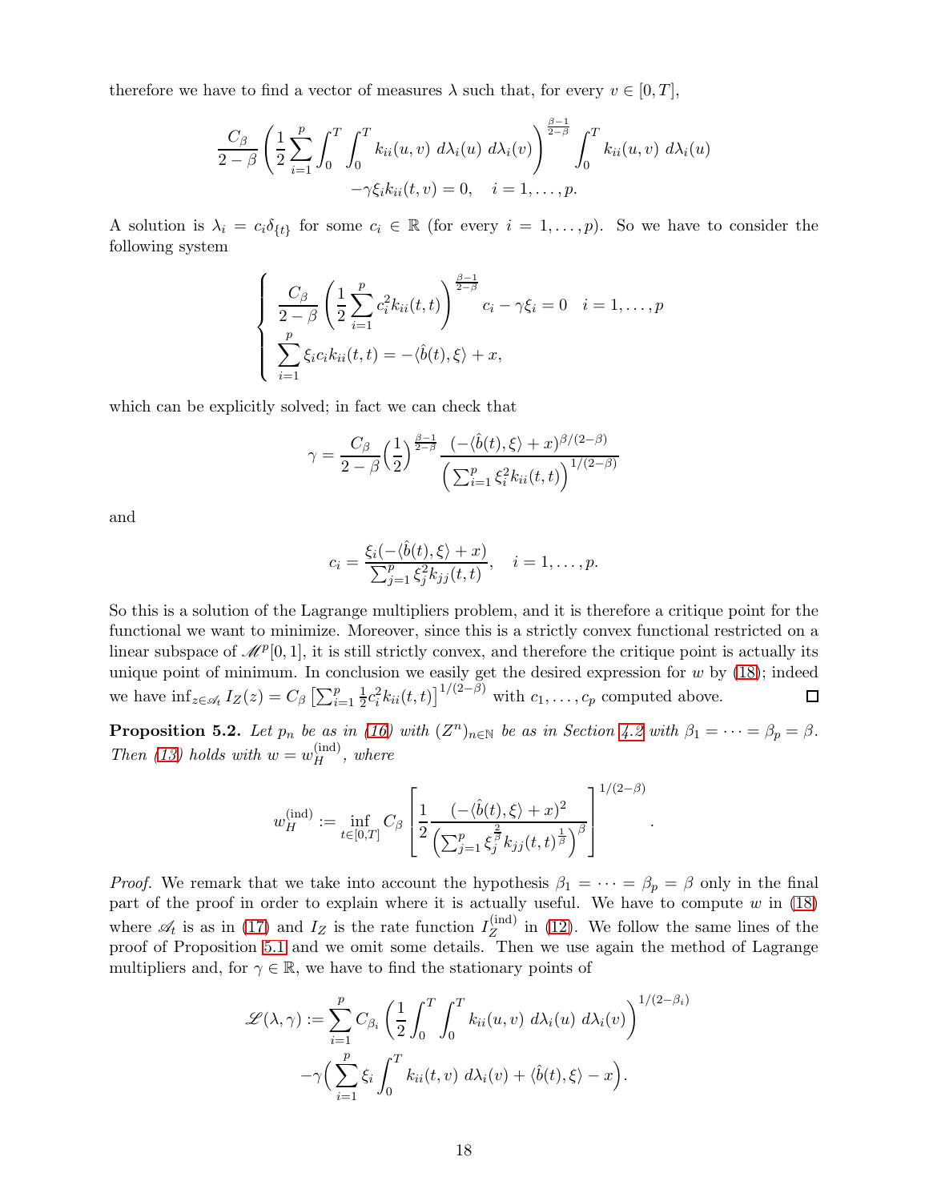therefore we have to find a vector of measures $\lambda$ such that, for every $v \in [0,T]$,

$$\frac{C_\beta}{2-\beta}\left(\frac{1}{2}\sum_{i=1}^p \int_0^T\int_0^T k_{ii}(u,v)\, d\lambda_i(u)\, d\lambda_i(v)\right)^{\frac{\beta-1}{2-\beta}} \int_0^T k_{ii}(u,v)\, d\lambda_i(u) \\ -\gamma\xi_i k_{ii}(t,v) = 0, \quad i = 1,\dots,p.$$

A solution is $\lambda_i = c_i\delta_{\{t\}}$ for some $c_i \in \mathbb{R}$ (for every $i = 1,\dots,p$). So we have to consider the following system

$$\begin{cases} \dfrac{C_\beta}{2-\beta}\left(\dfrac{1}{2}\displaystyle\sum_{i=1}^p c_i^2 k_{ii}(t,t)\right)^{\frac{\beta-1}{2-\beta}} c_i - \gamma\xi_i = 0 \quad i = 1,\dots,p \\ \displaystyle\sum_{i=1}^p \xi_i c_i k_{ii}(t,t) = -\langle \hat{b}(t),\xi\rangle + x, \end{cases}$$

which can be explicitly solved; in fact we can check that

$$\gamma = \frac{C_\beta}{2-\beta}\Big(\frac{1}{2}\Big)^{\frac{\beta-1}{2-\beta}} \frac{(-\langle\hat{b}(t),\xi\rangle + x)^{\beta/(2-\beta)}}{\Big(\sum_{i=1}^p \xi_i^2 k_{ii}(t,t)\Big)^{1/(2-\beta)}}$$

and

$$c_i = \frac{\xi_i(-\langle\hat{b}(t),\xi\rangle + x)}{\sum_{j=1}^p \xi_j^2 k_{jj}(t,t)}, \quad i = 1,\dots,p.$$

So this is a solution of the Lagrange multipliers problem, and it is therefore a critique point for the functional we want to minimize. Moreover, since this is a strictly convex functional restricted on a linear subspace of $\mathscr{M}^p[0,1]$, it is still strictly convex, and therefore the critique point is actually its unique point of minimum. In conclusion we easily get the desired expression for $w$ by (18); indeed we have $\inf_{z\in\mathscr{A}_t} I_Z(z) = C_\beta\left[\sum_{i=1}^p \frac{1}{2}c_i^2 k_{ii}(t,t)\right]^{1/(2-\beta)}$ with $c_1,\dots,c_p$ computed above. □

**Proposition 5.2.** *Let $p_n$ be as in (16) with $(Z^n)_{n\in\mathbb{N}}$ be as in Section 4.2 with $\beta_1 = \dots = \beta_p = \beta$. Then (13) holds with $w = w_H^{(\mathrm{ind})}$, where*

$$w_H^{(\mathrm{ind})} := \inf_{t\in[0,T]} C_\beta\left[\frac{1}{2}\frac{(-\langle\hat{b}(t),\xi\rangle + x)^2}{\Big(\sum_{j=1}^p \xi_j^{\frac{2}{\beta}} k_{jj}(t,t)^{\frac{1}{\beta}}\Big)^\beta}\right]^{1/(2-\beta)}.$$

*Proof.* We remark that we take into account the hypothesis $\beta_1 = \dots = \beta_p = \beta$ only in the final part of the proof in order to explain where it is actually useful. We have to compute $w$ in (18) where $\mathscr{A}_t$ is as in (17) and $I_Z$ is the rate function $I_Z^{(\mathrm{ind})}$ in (12). We follow the same lines of the proof of Proposition 5.1 and we omit some details. Then we use again the method of Lagrange multipliers and, for $\gamma \in \mathbb{R}$, we have to find the stationary points of

$$\mathscr{L}(\lambda,\gamma) := \sum_{i=1}^p C_{\beta_i}\left(\frac{1}{2}\int_0^T\int_0^T k_{ii}(u,v)\, d\lambda_i(u)\, d\lambda_i(v)\right)^{1/(2-\beta_i)} \\ -\gamma\Big(\sum_{i=1}^p \xi_i \int_0^T k_{ii}(t,v)\, d\lambda_i(v) + \langle\hat{b}(t),\xi\rangle - x\Big).$$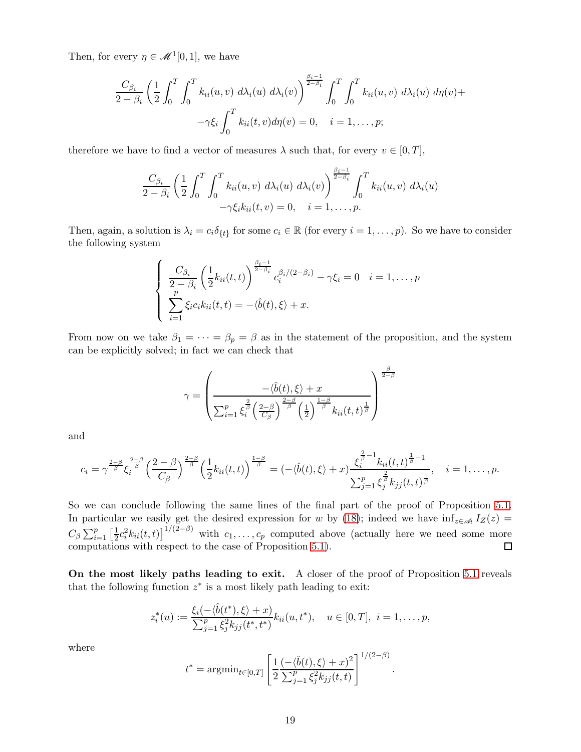Then, for every $\eta \in \mathscr{M}^1[0,1]$, we have

$$\frac{C_{\beta_i}}{2-\beta_i}\left(\frac{1}{2}\int_0^T\int_0^T k_{ii}(u,v)\ d\lambda_i(u)\ d\lambda_i(v)\right)^{\frac{\beta_i-1}{2-\beta_i}}\int_0^T\int_0^T k_{ii}(u,v)\ d\lambda_i(u)\ d\eta(v)+$$
$$-\gamma\xi_i\int_0^T k_{ii}(t,v)d\eta(v)=0,\quad i=1,\ldots,p;$$

therefore we have to find a vector of measures $\lambda$ such that, for every $v\in[0,T]$,

$$\frac{C_{\beta_i}}{2-\beta_i}\left(\frac{1}{2}\int_0^T\int_0^T k_{ii}(u,v)\ d\lambda_i(u)\ d\lambda_i(v)\right)^{\frac{\beta_i-1}{2-\beta_i}}\int_0^T k_{ii}(u,v)\ d\lambda_i(u)$$
$$-\gamma\xi_i k_{ii}(t,v)=0,\quad i=1,\ldots,p.$$

Then, again, a solution is $\lambda_i=c_i\delta_{\{t\}}$ for some $c_i\in\mathbb{R}$ (for every $i=1,\ldots,p$). So we have to consider the following system

$$\begin{cases}\dfrac{C_{\beta_i}}{2-\beta_i}\left(\dfrac{1}{2}k_{ii}(t,t)\right)^{\frac{\beta_i-1}{2-\beta_i}}c_i^{\beta_i/(2-\beta_i)}-\gamma\xi_i=0\quad i=1,\ldots,p\\ \displaystyle\sum_{i=1}^p\xi_i c_i k_{ii}(t,t)=-\langle\hat{b}(t),\xi\rangle+x.\end{cases}$$

From now on we take $\beta_1=\cdots=\beta_p=\beta$ as in the statement of the proposition, and the system can be explicitly solved; in fact we can check that

$$\gamma=\left(\frac{-\langle\hat{b}(t),\xi\rangle+x}{\sum_{i=1}^p\xi_i^{\frac{2}{\beta}}\left(\frac{2-\beta}{C_\beta}\right)^{\frac{2-\beta}{\beta}}\left(\frac{1}{2}\right)^{\frac{1-\beta}{\beta}}k_{ii}(t,t)^{\frac{1}{\beta}}}\right)^{\frac{\beta}{2-\beta}}$$

and

$$c_i=\gamma^{\frac{2-\beta}{\beta}}\xi_i^{\frac{2-\beta}{\beta}}\left(\frac{2-\beta}{C_\beta}\right)^{\frac{2-\beta}{\beta}}\left(\frac{1}{2}k_{ii}(t,t)\right)^{\frac{1-\beta}{\beta}}=(-\langle\hat{b}(t),\xi\rangle+x)\frac{\xi_i^{\frac{2}{\beta}-1}k_{ii}(t,t)^{\frac{1}{\beta}-1}}{\sum_{j=1}^p\xi_j^{\frac{2}{\beta}}k_{jj}(t,t)^{\frac{1}{\beta}}},\quad i=1,\ldots,p.$$

So we can conclude following the same lines of the final part of the proof of Proposition 5.1. In particular we easily get the desired expression for $w$ by (18); indeed we have $\inf_{z\in\mathscr{A}_t}I_Z(z)=C_\beta\sum_{i=1}^p\left[\frac{1}{2}c_i^2k_{ii}(t,t)\right]^{1/(2-\beta)}$ with $c_1,\ldots,c_p$ computed above (actually here we need some more computations with respect to the case of Proposition 5.1). $\square$

**On the most likely paths leading to exit.** A closer of the proof of Proposition 5.1 reveals that the following function $z^*$ is a most likely path leading to exit:

$$z_i^*(u):=\frac{\xi_i(-\langle\hat{b}(t^*),\xi\rangle+x)}{\sum_{j=1}^p\xi_j^2k_{jj}(t^*,t^*)}k_{ii}(u,t^*),\quad u\in[0,T],\ i=1,\ldots,p,$$

where

$$t^*=\operatorname{argmin}_{t\in[0,T]}\left[\frac{1}{2}\frac{(-\langle\hat{b}(t),\xi\rangle+x)^2}{\sum_{j=1}^p\xi_j^2k_{jj}(t,t)}\right]^{1/(2-\beta)}.$$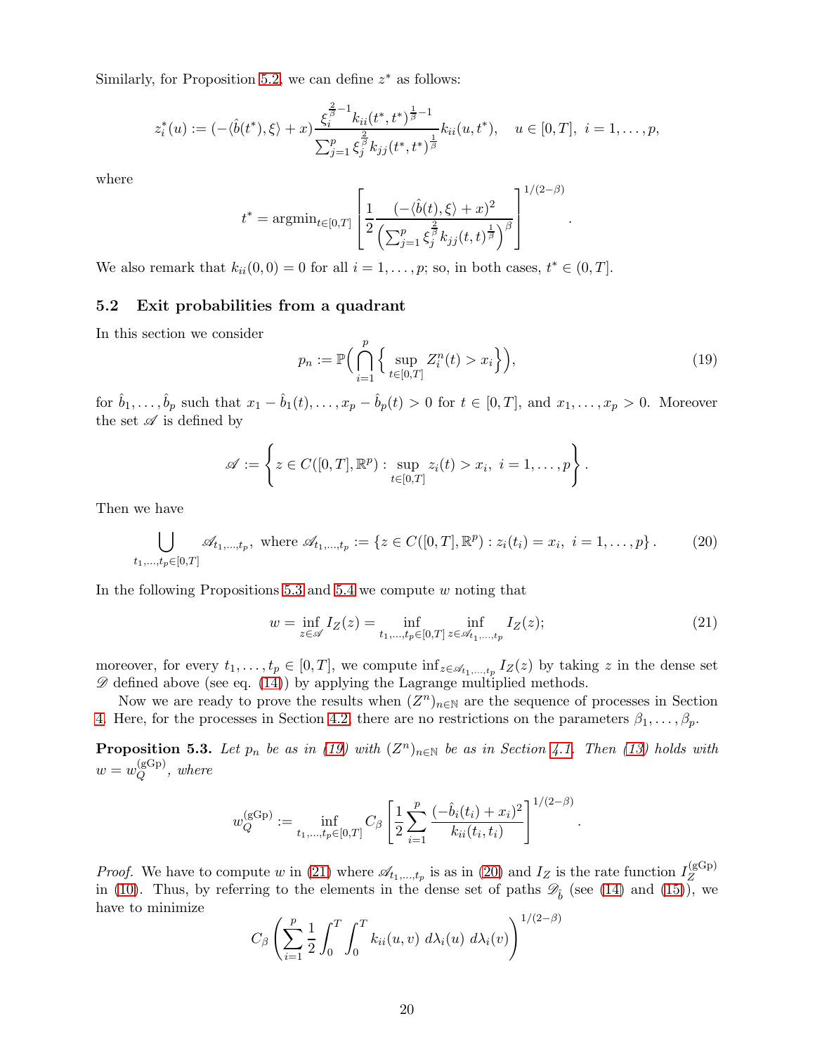Similarly, for Proposition 5.2, we can define $z^*$ as follows:

$$
z_i^*(u) := (-\langle \hat{b}(t^*), \xi \rangle + x) \frac{\xi_i^{\frac{2}{\beta}-1} k_{ii}(t^*, t^*)^{\frac{1}{\beta}-1}}{\sum_{j=1}^p \xi_j^{\frac{2}{\beta}} k_{jj}(t^*, t^*)^{\frac{1}{\beta}}} k_{ii}(u, t^*), \quad u \in [0, T], \ i = 1, \ldots, p,
$$

where

$$
t^* = \mathrm{argmin}_{t \in [0,T]} \left[ \frac{1}{2} \frac{(-\langle \hat{b}(t), \xi \rangle + x)^2}{\left( \sum_{j=1}^p \xi_j^{\frac{2}{\beta}} k_{jj}(t, t)^{\frac{1}{\beta}} \right)^{\beta}} \right]^{1/(2-\beta)}.
$$

We also remark that $k_{ii}(0,0) = 0$ for all $i = 1, \ldots, p$; so, in both cases, $t^* \in (0, T]$.

### 5.2 Exit probabilities from a quadrant

In this section we consider

$$
p_n := \mathbb{P}\Big( \bigcap_{i=1}^p \Big\{ \sup_{t \in [0,T]} Z_i^n(t) > x_i \Big\} \Big), \tag{19}
$$

for $\hat{b}_1, \ldots, \hat{b}_p$ such that $x_1 - \hat{b}_1(t), \ldots, x_p - \hat{b}_p(t) > 0$ for $t \in [0, T]$, and $x_1, \ldots, x_p > 0$. Moreover the set $\mathscr{A}$ is defined by

$$
\mathscr{A} := \left\{ z \in C([0,T], \mathbb{R}^p) : \sup_{t \in [0,T]} z_i(t) > x_i, \ i = 1, \ldots, p \right\}.
$$

Then we have

$$
\bigcup_{t_1, \ldots, t_p \in [0,T]} \mathscr{A}_{t_1, \ldots, t_p}, \text{ where } \mathscr{A}_{t_1, \ldots, t_p} := \{ z \in C([0,T], \mathbb{R}^p) : z_i(t_i) = x_i, \ i = 1, \ldots, p \}. \tag{20}
$$

In the following Propositions 5.3 and 5.4 we compute $w$ noting that

$$
w = \inf_{z \in \mathscr{A}} I_Z(z) = \inf_{t_1, \ldots, t_p \in [0,T]} \inf_{z \in \mathscr{A}_{t_1, \ldots, t_p}} I_Z(z); \tag{21}
$$

moreover, for every $t_1, \ldots, t_p \in [0, T]$, we compute $\inf_{z \in \mathscr{A}_{t_1, \ldots, t_p}} I_Z(z)$ by taking $z$ in the dense set $\mathscr{D}$ defined above (see eq. (14)) by applying the Lagrange multiplied methods.

Now we are ready to prove the results when $(Z^n)_{n \in \mathbb{N}}$ are the sequence of processes in Section 4. Here, for the processes in Section 4.2, there are no restrictions on the parameters $\beta_1, \ldots, \beta_p$.

**Proposition 5.3.** *Let $p_n$ be as in (19) with $(Z^n)_{n \in \mathbb{N}}$ be as in Section 4.1. Then (13) holds with $w = w_Q^{(\mathrm{gGp})}$, where*

$$
w_Q^{(\mathrm{gGp})} := \inf_{t_1, \ldots, t_p \in [0,T]} C_\beta \left[ \frac{1}{2} \sum_{i=1}^p \frac{(-\hat{b}_i(t_i) + x_i)^2}{k_{ii}(t_i, t_i)} \right]^{1/(2-\beta)}.
$$

*Proof.* We have to compute $w$ in (21) where $\mathscr{A}_{t_1, \ldots, t_p}$ is as in (20) and $I_Z$ is the rate function $I_Z^{(\mathrm{gGp})}$ in (10). Thus, by referring to the elements in the dense set of paths $\mathscr{D}_{\hat{b}}$ (see (14) and (15)), we have to minimize

$$
C_\beta \left( \sum_{i=1}^p \frac{1}{2} \int_0^T \int_0^T k_{ii}(u, v) \, d\lambda_i(u) \, d\lambda_i(v) \right)^{1/(2-\beta)}
$$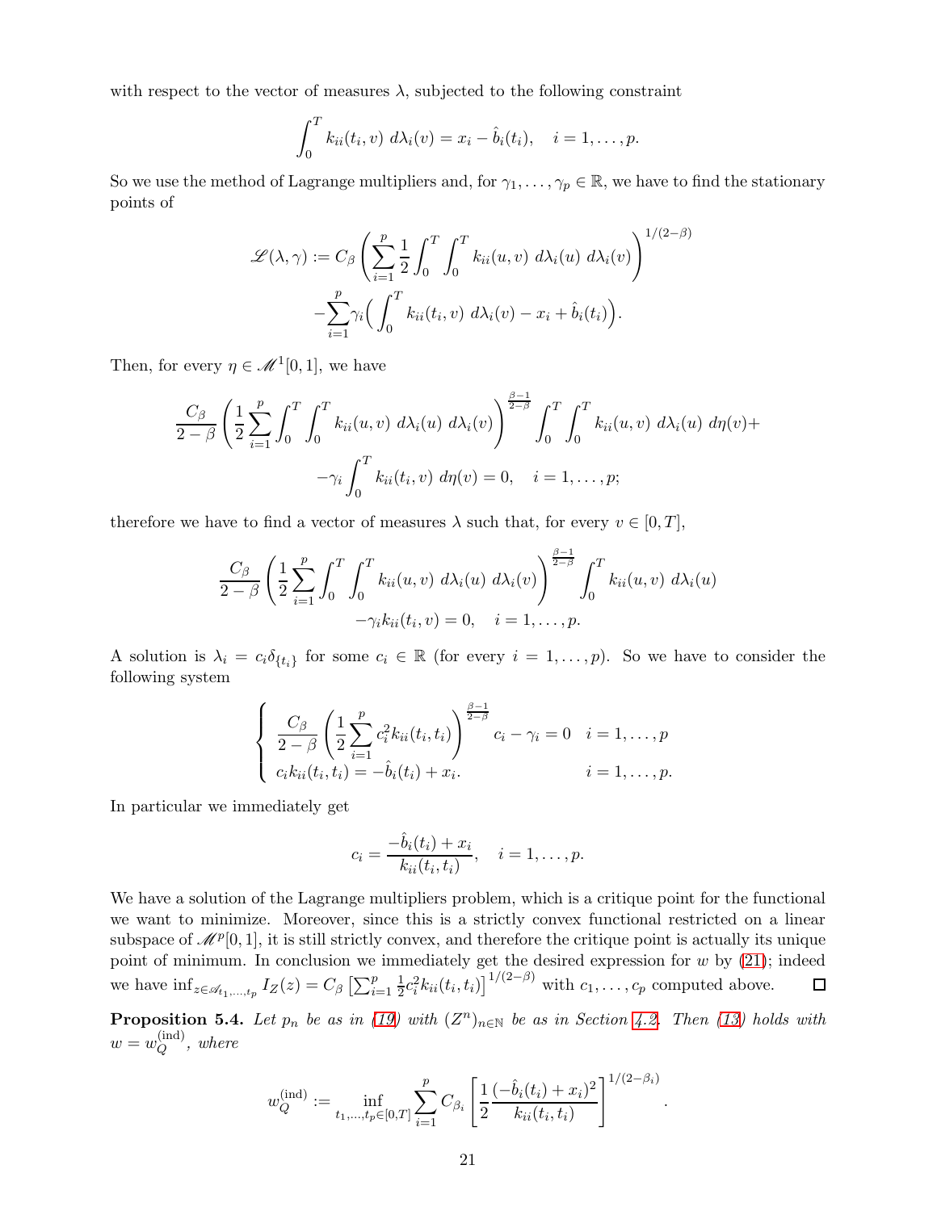with respect to the vector of measures $\lambda$, subjected to the following constraint

$$\int_0^T k_{ii}(t_i, v)\ d\lambda_i(v) = x_i - \hat{b}_i(t_i), \quad i = 1, \ldots, p.$$

So we use the method of Lagrange multipliers and, for $\gamma_1, \ldots, \gamma_p \in \mathbb{R}$, we have to find the stationary points of

$$\mathscr{L}(\lambda, \gamma) := C_\beta \left( \sum_{i=1}^p \frac{1}{2} \int_0^T \int_0^T k_{ii}(u, v)\ d\lambda_i(u)\ d\lambda_i(v) \right)^{1/(2-\beta)} \\ - \sum_{i=1}^p \gamma_i \Big( \int_0^T k_{ii}(t_i, v)\ d\lambda_i(v) - x_i + \hat{b}_i(t_i) \Big).$$

Then, for every $\eta \in \mathscr{M}^1[0,1]$, we have

$$\frac{C_\beta}{2-\beta} \left( \frac{1}{2} \sum_{i=1}^p \int_0^T \int_0^T k_{ii}(u, v)\ d\lambda_i(u)\ d\lambda_i(v) \right)^{\frac{\beta-1}{2-\beta}} \int_0^T \int_0^T k_{ii}(u, v)\ d\lambda_i(u)\ d\eta(v) + \\ -\gamma_i \int_0^T k_{ii}(t_i, v)\ d\eta(v) = 0, \quad i = 1, \ldots, p;$$

therefore we have to find a vector of measures $\lambda$ such that, for every $v \in [0, T]$,

$$\frac{C_\beta}{2-\beta} \left( \frac{1}{2} \sum_{i=1}^p \int_0^T \int_0^T k_{ii}(u, v)\ d\lambda_i(u)\ d\lambda_i(v) \right)^{\frac{\beta-1}{2-\beta}} \int_0^T k_{ii}(u, v)\ d\lambda_i(u) \\ -\gamma_i k_{ii}(t_i, v) = 0, \quad i = 1, \ldots, p.$$

A solution is $\lambda_i = c_i \delta_{\{t_i\}}$ for some $c_i \in \mathbb{R}$ (for every $i = 1, \ldots, p$). So we have to consider the following system

$$\begin{cases} \dfrac{C_\beta}{2-\beta} \left( \dfrac{1}{2} \displaystyle\sum_{i=1}^p c_i^2 k_{ii}(t_i, t_i) \right)^{\frac{\beta-1}{2-\beta}} c_i - \gamma_i = 0 & i = 1, \ldots, p \\ c_i k_{ii}(t_i, t_i) = -\hat{b}_i(t_i) + x_i. & i = 1, \ldots, p. \end{cases}$$

In particular we immediately get

$$c_i = \frac{-\hat{b}_i(t_i) + x_i}{k_{ii}(t_i, t_i)}, \quad i = 1, \ldots, p.$$

We have a solution of the Lagrange multipliers problem, which is a critique point for the functional we want to minimize. Moreover, since this is a strictly convex functional restricted on a linear subspace of $\mathscr{M}^p[0,1]$, it is still strictly convex, and therefore the critique point is actually its unique point of minimum. In conclusion we immediately get the desired expression for $w$ by (21); indeed we have $\inf_{z \in \mathscr{A}_{t_1, \ldots, t_p}} I_Z(z) = C_\beta \left[ \sum_{i=1}^p \frac{1}{2} c_i^2 k_{ii}(t_i, t_i) \right]^{1/(2-\beta)}$ with $c_1, \ldots, c_p$ computed above. □

**Proposition 5.4.** *Let $p_n$ be as in (19) with $(Z^n)_{n \in \mathbb{N}}$ be as in Section 4.2. Then (13) holds with $w = w_Q^{(\mathrm{ind})}$, where*

$$w_Q^{(\mathrm{ind})} := \inf_{t_1, \ldots, t_p \in [0,T]} \sum_{i=1}^p C_{\beta_i} \left[ \frac{1}{2} \frac{(-\hat{b}_i(t_i) + x_i)^2}{k_{ii}(t_i, t_i)} \right]^{1/(2-\beta_i)}.$$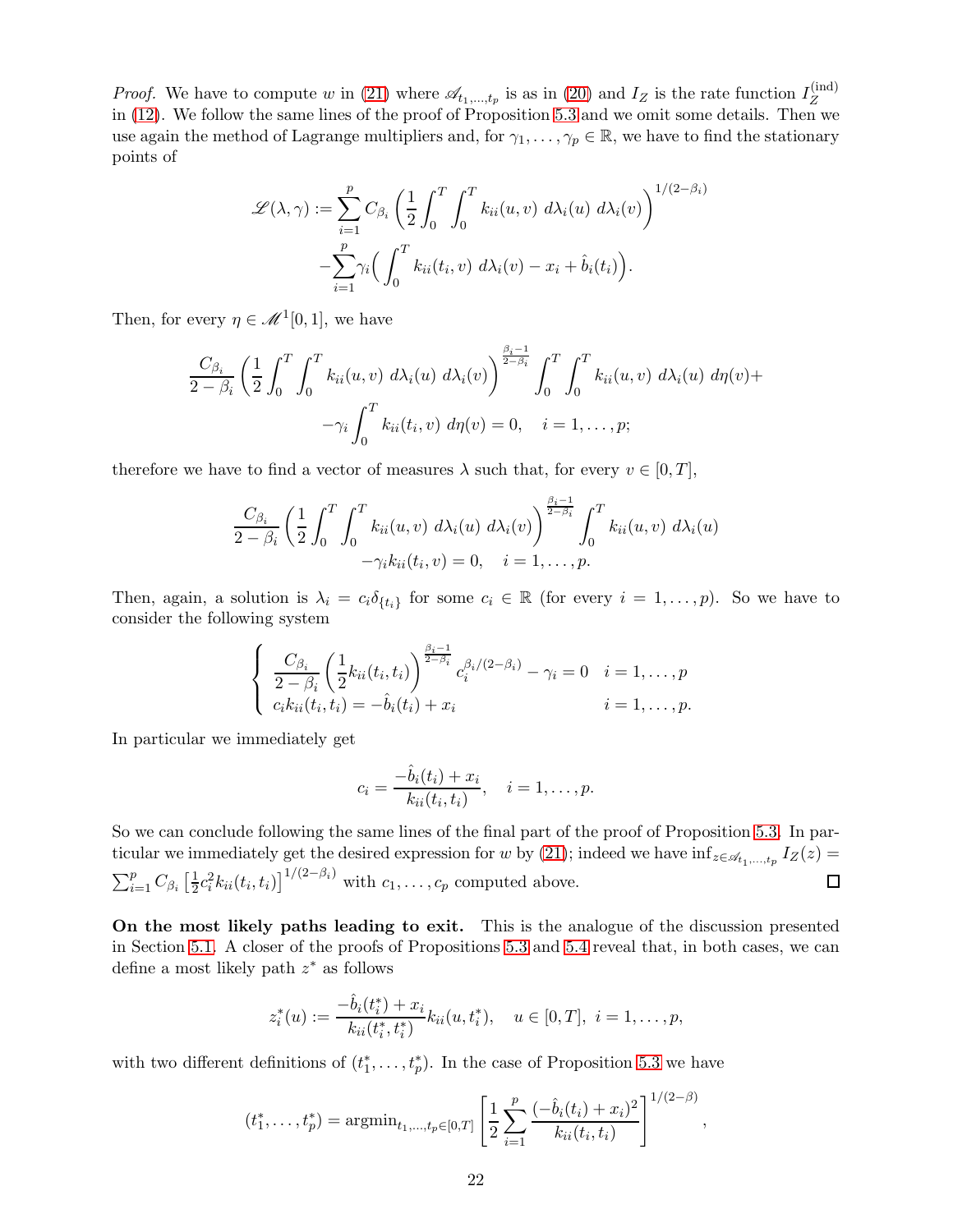*Proof.* We have to compute $w$ in (21) where $\mathscr{A}_{t_1,\dots,t_p}$ is as in (20) and $I_Z$ is the rate function $I_Z^{(\mathrm{ind})}$ in (12). We follow the same lines of the proof of Proposition 5.3 and we omit some details. Then we use again the method of Lagrange multipliers and, for $\gamma_1,\dots,\gamma_p \in \mathbb{R}$, we have to find the stationary points of

$$\begin{aligned}\mathscr{L}(\lambda,\gamma) := \sum_{i=1}^p C_{\beta_i}\left(\frac{1}{2}\int_0^T\int_0^T k_{ii}(u,v)\ d\lambda_i(u)\ d\lambda_i(v)\right)^{1/(2-\beta_i)} \\ -\sum_{i=1}^p \gamma_i\Big(\int_0^T k_{ii}(t_i,v)\ d\lambda_i(v) - x_i + \hat{b}_i(t_i)\Big).\end{aligned}$$

Then, for every $\eta \in \mathscr{M}^1[0,1]$, we have

$$\begin{aligned}\frac{C_{\beta_i}}{2-\beta_i}\left(\frac{1}{2}\int_0^T\int_0^T k_{ii}(u,v)\ d\lambda_i(u)\ d\lambda_i(v)\right)^{\frac{\beta_i-1}{2-\beta_i}} \int_0^T\int_0^T k_{ii}(u,v)\ d\lambda_i(u)\ d\eta(v)+ \\ -\gamma_i\int_0^T k_{ii}(t_i,v)\ d\eta(v) = 0, \quad i=1,\dots,p;\end{aligned}$$

therefore we have to find a vector of measures $\lambda$ such that, for every $v \in [0,T]$,

$$\begin{aligned}\frac{C_{\beta_i}}{2-\beta_i}\left(\frac{1}{2}\int_0^T\int_0^T k_{ii}(u,v)\ d\lambda_i(u)\ d\lambda_i(v)\right)^{\frac{\beta_i-1}{2-\beta_i}} \int_0^T k_{ii}(u,v)\ d\lambda_i(u) \\ -\gamma_i k_{ii}(t_i,v) = 0, \quad i=1,\dots,p.\end{aligned}$$

Then, again, a solution is $\lambda_i = c_i\delta_{\{t_i\}}$ for some $c_i \in \mathbb{R}$ (for every $i=1,\dots,p$). So we have to consider the following system

$$\begin{cases} \frac{C_{\beta_i}}{2-\beta_i}\left(\frac{1}{2}k_{ii}(t_i,t_i)\right)^{\frac{\beta_i-1}{2-\beta_i}} c_i^{\beta_i/(2-\beta_i)} - \gamma_i = 0 & i=1,\dots,p \\ c_i k_{ii}(t_i,t_i) = -\hat{b}_i(t_i) + x_i & i=1,\dots,p. \end{cases}$$

In particular we immediately get

$$c_i = \frac{-\hat{b}_i(t_i) + x_i}{k_{ii}(t_i,t_i)}, \quad i=1,\dots,p.$$

So we can conclude following the same lines of the final part of the proof of Proposition 5.3. In particular we immediately get the desired expression for $w$ by (21); indeed we have $\inf_{z\in\mathscr{A}_{t_1,\dots,t_p}} I_Z(z) = \sum_{i=1}^p C_{\beta_i}\left[\frac{1}{2}c_i^2 k_{ii}(t_i,t_i)\right]^{1/(2-\beta_i)}$ with $c_1,\dots,c_p$ computed above. □

**On the most likely paths leading to exit.** This is the analogue of the discussion presented in Section 5.1. A closer of the proofs of Propositions 5.3 and 5.4 reveal that, in both cases, we can define a most likely path $z^*$ as follows

$$z_i^*(u) := \frac{-\hat{b}_i(t_i^*) + x_i}{k_{ii}(t_i^*,t_i^*)} k_{ii}(u,t_i^*), \quad u \in [0,T],\ i=1,\dots,p,$$

with two different definitions of $(t_1^*,\dots,t_p^*)$. In the case of Proposition 5.3 we have

$$(t_1^*,\dots,t_p^*) = \mathrm{argmin}_{t_1,\dots,t_p\in[0,T]}\left[\frac{1}{2}\sum_{i=1}^p \frac{(-\hat{b}_i(t_i)+x_i)^2}{k_{ii}(t_i,t_i)}\right]^{1/(2-\beta)},$$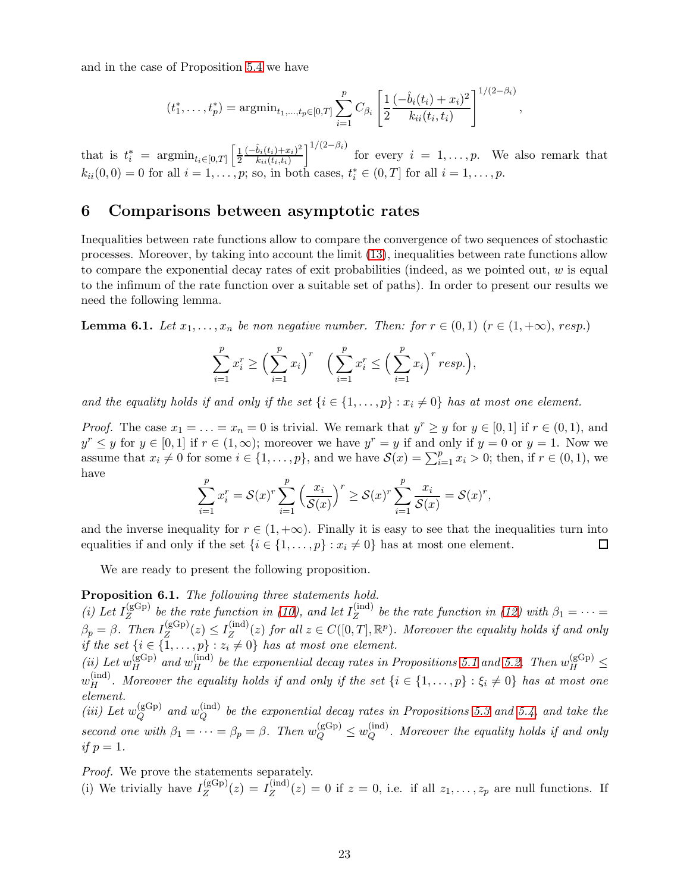and in the case of Proposition 5.4 we have

$$(t_1^*, \dots, t_p^*) = \mathrm{argmin}_{t_1,\dots,t_p \in [0,T]} \sum_{i=1}^p C_{\beta_i} \left[ \frac{1}{2} \frac{(-\hat{b}_i(t_i) + x_i)^2}{k_{ii}(t_i,t_i)} \right]^{1/(2-\beta_i)},$$

that is $t_i^* = \mathrm{argmin}_{t_i \in [0,T]} \left[ \frac{1}{2} \frac{(-\hat{b}_i(t_i)+x_i)^2}{k_{ii}(t_i,t_i)} \right]^{1/(2-\beta_i)}$ for every $i = 1, \dots, p$. We also remark that $k_{ii}(0,0) = 0$ for all $i = 1, \dots, p$; so, in both cases, $t_i^* \in (0,T]$ for all $i = 1, \dots, p$.

# 6 Comparisons between asymptotic rates

Inequalities between rate functions allow to compare the convergence of two sequences of stochastic processes. Moreover, by taking into account the limit (13), inequalities between rate functions allow to compare the exponential decay rates of exit probabilities (indeed, as we pointed out, $w$ is equal to the infimum of the rate function over a suitable set of paths). In order to present our results we need the following lemma.

**Lemma 6.1.** *Let $x_1, \dots, x_n$ be non negative number. Then: for $r \in (0,1)$ ($r \in (1,+\infty)$, resp.)*

$$\sum_{i=1}^p x_i^r \geq \Big( \sum_{i=1}^p x_i \Big)^r \quad \Big( \sum_{i=1}^p x_i^r \leq \Big( \sum_{i=1}^p x_i \Big)^r \textit{resp.} \Big),$$

*and the equality holds if and only if the set $\{i \in \{1, \dots, p\} : x_i \neq 0\}$ has at most one element.*

*Proof.* The case $x_1 = \dots = x_n = 0$ is trivial. We remark that $y^r \geq y$ for $y \in [0,1]$ if $r \in (0,1)$, and $y^r \leq y$ for $y \in [0,1]$ if $r \in (1,\infty)$; moreover we have $y^r = y$ if and only if $y = 0$ or $y = 1$. Now we assume that $x_i \neq 0$ for some $i \in \{1, \dots, p\}$, and we have $\mathcal{S}(x) = \sum_{i=1}^p x_i > 0$; then, if $r \in (0,1)$, we have

$$\sum_{i=1}^p x_i^r = \mathcal{S}(x)^r \sum_{i=1}^p \Big( \frac{x_i}{\mathcal{S}(x)} \Big)^r \geq \mathcal{S}(x)^r \sum_{i=1}^p \frac{x_i}{\mathcal{S}(x)} = \mathcal{S}(x)^r,$$

and the inverse inequality for $r \in (1,+\infty)$. Finally it is easy to see that the inequalities turn into equalities if and only if the set $\{i \in \{1, \dots, p\} : x_i \neq 0\}$ has at most one element. $\square$

We are ready to present the following proposition.

**Proposition 6.1.** *The following three statements hold.*
*(i) Let $I_Z^{(\mathrm{gGp})}$ be the rate function in (10), and let $I_Z^{(\mathrm{ind})}$ be the rate function in (12) with $\beta_1 = \dots = \beta_p = \beta$. Then $I_Z^{(\mathrm{gGp})}(z) \leq I_Z^{(\mathrm{ind})}(z)$ for all $z \in C([0,T], \mathbb{R}^p)$. Moreover the equality holds if and only if the set $\{i \in \{1, \dots, p\} : z_i \neq 0\}$ has at most one element.*
*(ii) Let $w_H^{(\mathrm{gGp})}$ and $w_H^{(\mathrm{ind})}$ be the exponential decay rates in Propositions 5.1 and 5.2. Then $w_H^{(\mathrm{gGp})} \leq w_H^{(\mathrm{ind})}$. Moreover the equality holds if and only if the set $\{i \in \{1, \dots, p\} : \xi_i \neq 0\}$ has at most one element.*
*(iii) Let $w_Q^{(\mathrm{gGp})}$ and $w_Q^{(\mathrm{ind})}$ be the exponential decay rates in Propositions 5.3 and 5.4, and take the second one with $\beta_1 = \dots = \beta_p = \beta$. Then $w_Q^{(\mathrm{gGp})} \leq w_Q^{(\mathrm{ind})}$. Moreover the equality holds if and only if $p = 1$.*

*Proof.* We prove the statements separately.
(i) We trivially have $I_Z^{(\mathrm{gGp})}(z) = I_Z^{(\mathrm{ind})}(z) = 0$ if $z = 0$, i.e. if all $z_1, \dots, z_p$ are null functions. If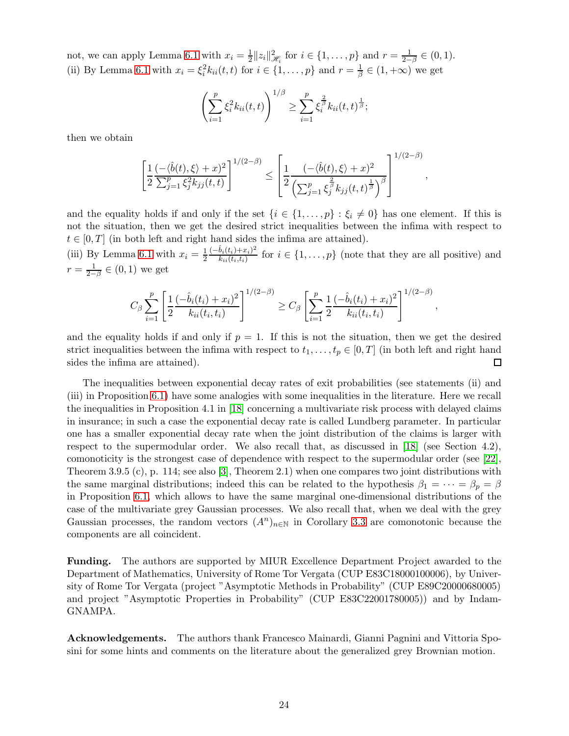not, we can apply Lemma 6.1 with $x_i = \frac{1}{2}\|z_i\|^2_{\mathscr{H}_i}$ for $i \in \{1, \dots, p\}$ and $r = \frac{1}{2-\beta} \in (0, 1)$.
(ii) By Lemma 6.1 with $x_i = \xi_i^2 k_{ii}(t,t)$ for $i \in \{1, \dots, p\}$ and $r = \frac{1}{\beta} \in (1, +\infty)$ we get

$$\left(\sum_{i=1}^p \xi_i^2 k_{ii}(t,t)\right)^{1/\beta} \geq \sum_{i=1}^p \xi_i^{\frac{2}{\beta}} k_{ii}(t,t)^{\frac{1}{\beta}};$$

then we obtain

$$\left[\frac{1}{2}\frac{(-\langle \hat{b}(t), \xi\rangle + x)^2}{\sum_{j=1}^p \xi_j^2 k_{jj}(t,t)}\right]^{1/(2-\beta)} \leq \left[\frac{1}{2}\frac{(-\langle \hat{b}(t), \xi\rangle + x)^2}{\left(\sum_{j=1}^p \xi_j^{\frac{2}{\beta}} k_{jj}(t,t)^{\frac{1}{\beta}}\right)^\beta}\right]^{1/(2-\beta)},$$

and the equality holds if and only if the set $\{i \in \{1, \dots, p\} : \xi_i \neq 0\}$ has one element. If this is not the situation, then we get the desired strict inequalities between the infima with respect to $t \in [0, T]$ (in both left and right hand sides the infima are attained).
(iii) By Lemma 6.1 with $x_i = \frac{1}{2}\frac{(-\hat{b}_i(t_i)+x_i)^2}{k_{ii}(t_i,t_i)}$ for $i \in \{1, \dots, p\}$ (note that they are all positive) and $r = \frac{1}{2-\beta} \in (0, 1)$ we get

$$C_\beta \sum_{i=1}^p \left[\frac{1}{2}\frac{(-\hat{b}_i(t_i) + x_i)^2}{k_{ii}(t_i, t_i)}\right]^{1/(2-\beta)} \geq C_\beta \left[\sum_{i=1}^p \frac{1}{2}\frac{(-\hat{b}_i(t_i) + x_i)^2}{k_{ii}(t_i, t_i)}\right]^{1/(2-\beta)},$$

and the equality holds if and only if $p = 1$. If this is not the situation, then we get the desired strict inequalities between the infima with respect to $t_1, \dots, t_p \in [0, T]$ (in both left and right hand sides the infima are attained). □

The inequalities between exponential decay rates of exit probabilities (see statements (ii) and (iii) in Proposition 6.1) have some analogies with some inequalities in the literature. Here we recall the inequalities in Proposition 4.1 in [18] concerning a multivariate risk process with delayed claims in insurance; in such a case the exponential decay rate is called Lundberg parameter. In particular one has a smaller exponential decay rate when the joint distribution of the claims is larger with respect to the supermodular order. We also recall that, as discussed in [18] (see Section 4.2), comonoticity is the strongest case of dependence with respect to the supermodular order (see [22], Theorem 3.9.5 (c), p. 114; see also [3], Theorem 2.1) when one compares two joint distributions with the same marginal distributions; indeed this can be related to the hypothesis $\beta_1 = \cdots = \beta_p = \beta$ in Proposition 6.1, which allows to have the same marginal one-dimensional distributions of the case of the multivariate grey Gaussian processes. We also recall that, when we deal with the grey Gaussian processes, the random vectors $(A^n)_{n\in\mathbb{N}}$ in Corollary 3.3 are comonotonic because the components are all coincident.

**Funding.** The authors are supported by MIUR Excellence Department Project awarded to the Department of Mathematics, University of Rome Tor Vergata (CUP E83C18000100006), by University of Rome Tor Vergata (project "Asymptotic Methods in Probability" (CUP E89C20000680005) and project "Asymptotic Properties in Probability" (CUP E83C22001780005)) and by Indam-GNAMPA.

**Acknowledgements.** The authors thank Francesco Mainardi, Gianni Pagnini and Vittoria Sposini for some hints and comments on the literature about the generalized grey Brownian motion.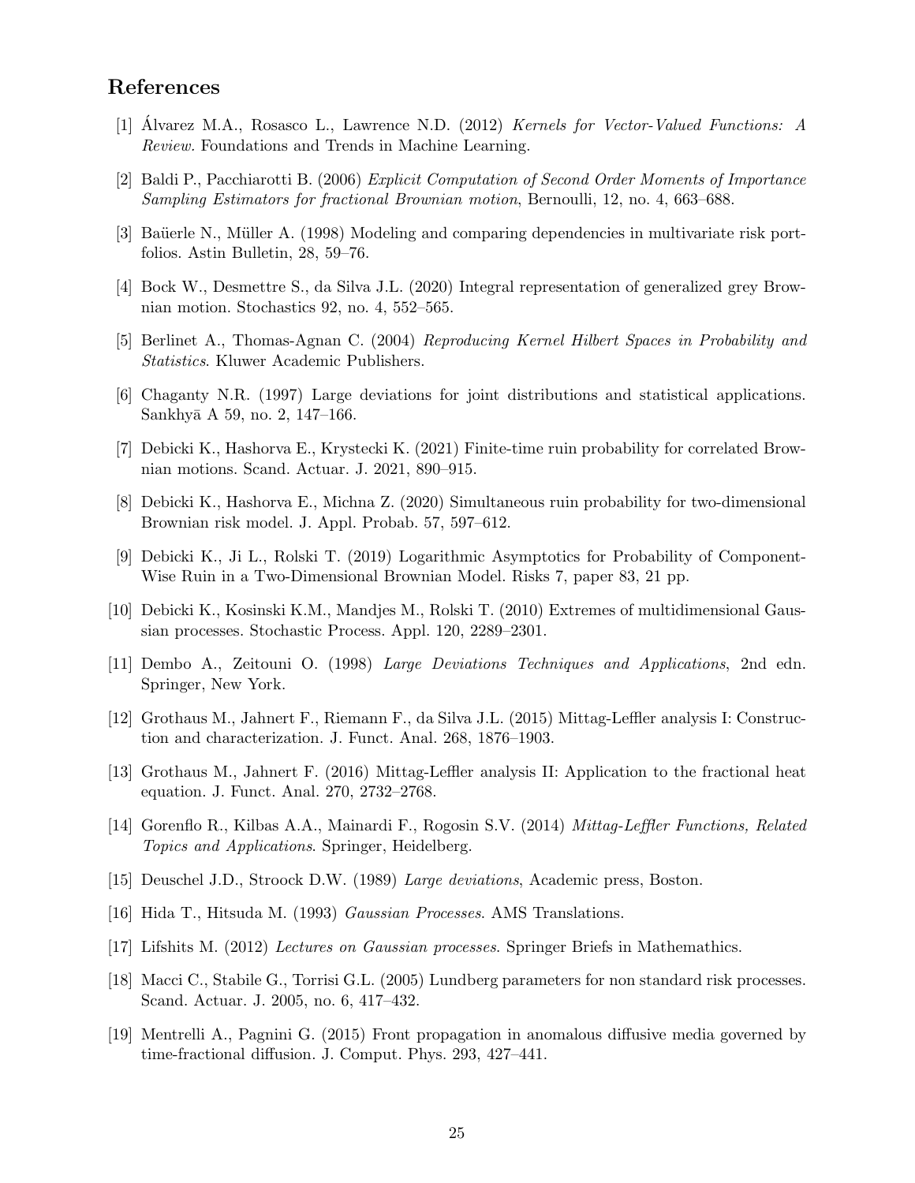## References

[1] Álvarez M.A., Rosasco L., Lawrence N.D. (2012) *Kernels for Vector-Valued Functions: A Review*. Foundations and Trends in Machine Learning.

[2] Baldi P., Pacchiarotti B. (2006) *Explicit Computation of Second Order Moments of Importance Sampling Estimators for fractional Brownian motion*, Bernoulli, 12, no. 4, 663–688.

[3] Baüerle N., Müller A. (1998) Modeling and comparing dependencies in multivariate risk portfolios. Astin Bulletin, 28, 59–76.

[4] Bock W., Desmettre S., da Silva J.L. (2020) Integral representation of generalized grey Brownian motion. Stochastics 92, no. 4, 552–565.

[5] Berlinet A., Thomas-Agnan C. (2004) *Reproducing Kernel Hilbert Spaces in Probability and Statistics*. Kluwer Academic Publishers.

[6] Chaganty N.R. (1997) Large deviations for joint distributions and statistical applications. Sankhyā A 59, no. 2, 147–166.

[7] Debicki K., Hashorva E., Krystecki K. (2021) Finite-time ruin probability for correlated Brownian motions. Scand. Actuar. J. 2021, 890–915.

[8] Debicki K., Hashorva E., Michna Z. (2020) Simultaneous ruin probability for two-dimensional Brownian risk model. J. Appl. Probab. 57, 597–612.

[9] Debicki K., Ji L., Rolski T. (2019) Logarithmic Asymptotics for Probability of Component-Wise Ruin in a Two-Dimensional Brownian Model. Risks 7, paper 83, 21 pp.

[10] Debicki K., Kosinski K.M., Mandjes M., Rolski T. (2010) Extremes of multidimensional Gaussian processes. Stochastic Process. Appl. 120, 2289–2301.

[11] Dembo A., Zeitouni O. (1998) *Large Deviations Techniques and Applications*, 2nd edn. Springer, New York.

[12] Grothaus M., Jahnert F., Riemann F., da Silva J.L. (2015) Mittag-Leffler analysis I: Construction and characterization. J. Funct. Anal. 268, 1876–1903.

[13] Grothaus M., Jahnert F. (2016) Mittag-Leffler analysis II: Application to the fractional heat equation. J. Funct. Anal. 270, 2732–2768.

[14] Gorenflo R., Kilbas A.A., Mainardi F., Rogosin S.V. (2014) *Mittag-Leffler Functions, Related Topics and Applications*. Springer, Heidelberg.

[15] Deuschel J.D., Stroock D.W. (1989) *Large deviations*, Academic press, Boston.

[16] Hida T., Hitsuda M. (1993) *Gaussian Processes*. AMS Translations.

[17] Lifshits M. (2012) *Lectures on Gaussian processes*. Springer Briefs in Mathemathics.

[18] Macci C., Stabile G., Torrisi G.L. (2005) Lundberg parameters for non standard risk processes. Scand. Actuar. J. 2005, no. 6, 417–432.

[19] Mentrelli A., Pagnini G. (2015) Front propagation in anomalous diffusive media governed by time-fractional diffusion. J. Comput. Phys. 293, 427–441.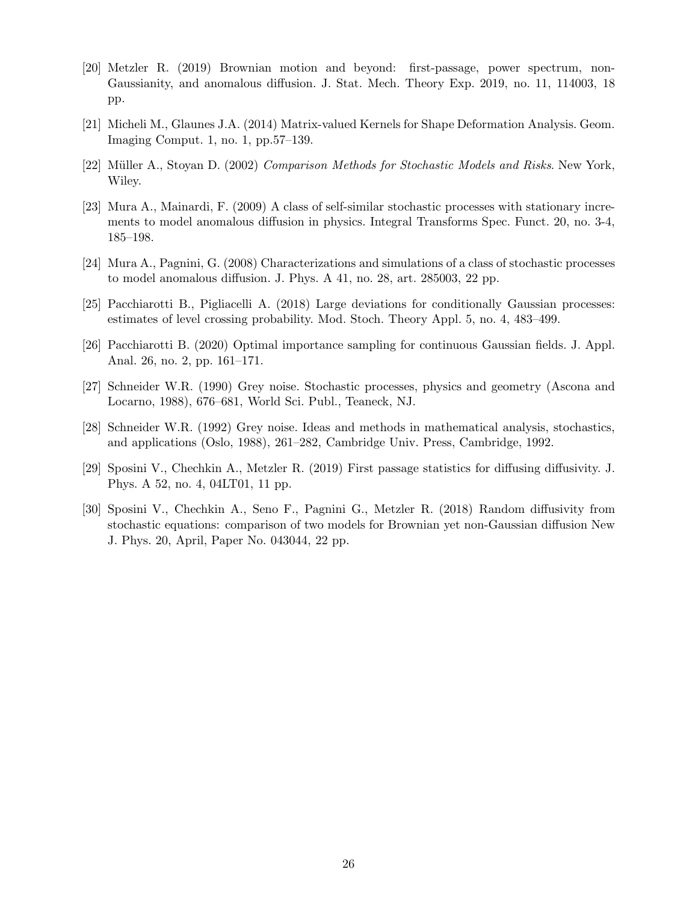[20] Metzler R. (2019) Brownian motion and beyond: first-passage, power spectrum, non-Gaussianity, and anomalous diffusion. J. Stat. Mech. Theory Exp. 2019, no. 11, 114003, 18 pp.

[21] Micheli M., Glaunes J.A. (2014) Matrix-valued Kernels for Shape Deformation Analysis. Geom. Imaging Comput. 1, no. 1, pp.57–139.

[22] Müller A., Stoyan D. (2002) *Comparison Methods for Stochastic Models and Risks*. New York, Wiley.

[23] Mura A., Mainardi, F. (2009) A class of self-similar stochastic processes with stationary increments to model anomalous diffusion in physics. Integral Transforms Spec. Funct. 20, no. 3-4, 185–198.

[24] Mura A., Pagnini, G. (2008) Characterizations and simulations of a class of stochastic processes to model anomalous diffusion. J. Phys. A 41, no. 28, art. 285003, 22 pp.

[25] Pacchiarotti B., Pigliacelli A. (2018) Large deviations for conditionally Gaussian processes: estimates of level crossing probability. Mod. Stoch. Theory Appl. 5, no. 4, 483–499.

[26] Pacchiarotti B. (2020) Optimal importance sampling for continuous Gaussian fields. J. Appl. Anal. 26, no. 2, pp. 161–171.

[27] Schneider W.R. (1990) Grey noise. Stochastic processes, physics and geometry (Ascona and Locarno, 1988), 676–681, World Sci. Publ., Teaneck, NJ.

[28] Schneider W.R. (1992) Grey noise. Ideas and methods in mathematical analysis, stochastics, and applications (Oslo, 1988), 261–282, Cambridge Univ. Press, Cambridge, 1992.

[29] Sposini V., Chechkin A., Metzler R. (2019) First passage statistics for diffusing diffusivity. J. Phys. A 52, no. 4, 04LT01, 11 pp.

[30] Sposini V., Chechkin A., Seno F., Pagnini G., Metzler R. (2018) Random diffusivity from stochastic equations: comparison of two models for Brownian yet non-Gaussian diffusion New J. Phys. 20, April, Paper No. 043044, 22 pp.